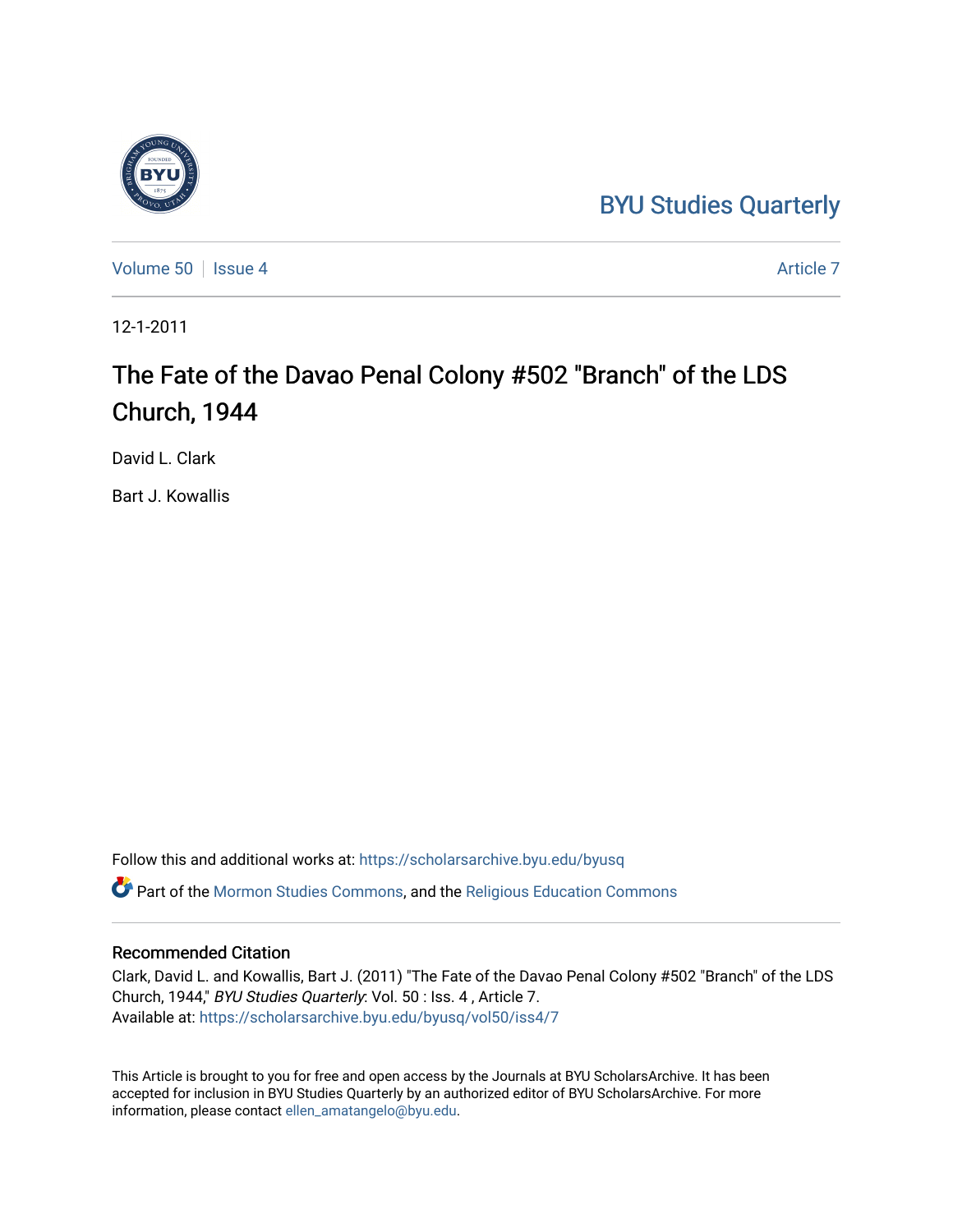BYU Studies Quarterly

Volume 50 | Issue 4 Article 7

12-1-2011

# The Fate of the Davao Penal Colony #502 "Branch" of the LDS Church, 1944

David L. Clark

Bart J. Kowallis

Follow this and additional works at: https://scholarsarchive.byu.edu/byusq

Part of the Mormon Studies Commons, and the Religious Education Commons

## Recommended Citation

Clark, David L. and Kowallis, Bart J. (2011) "The Fate of the Davao Penal Colony #502 "Branch" of the LDS Church, 1944," *BYU Studies Quarterly*: Vol. 50 : Iss. 4 , Article 7.
Available at: https://scholarsarchive.byu.edu/byusq/vol50/iss4/7

This Article is brought to you for free and open access by the Journals at BYU ScholarsArchive. It has been accepted for inclusion in BYU Studies Quarterly by an authorized editor of BYU ScholarsArchive. For more information, please contact ellen_amatangelo@byu.edu.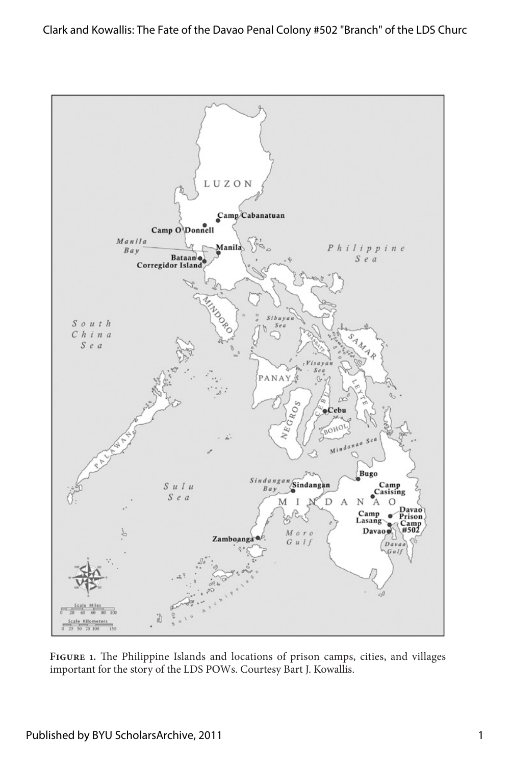**Figure 1.** The Philippine Islands and locations of prison camps, cities, and villages important for the story of the LDS POWs. Courtesy Bart J. Kowallis.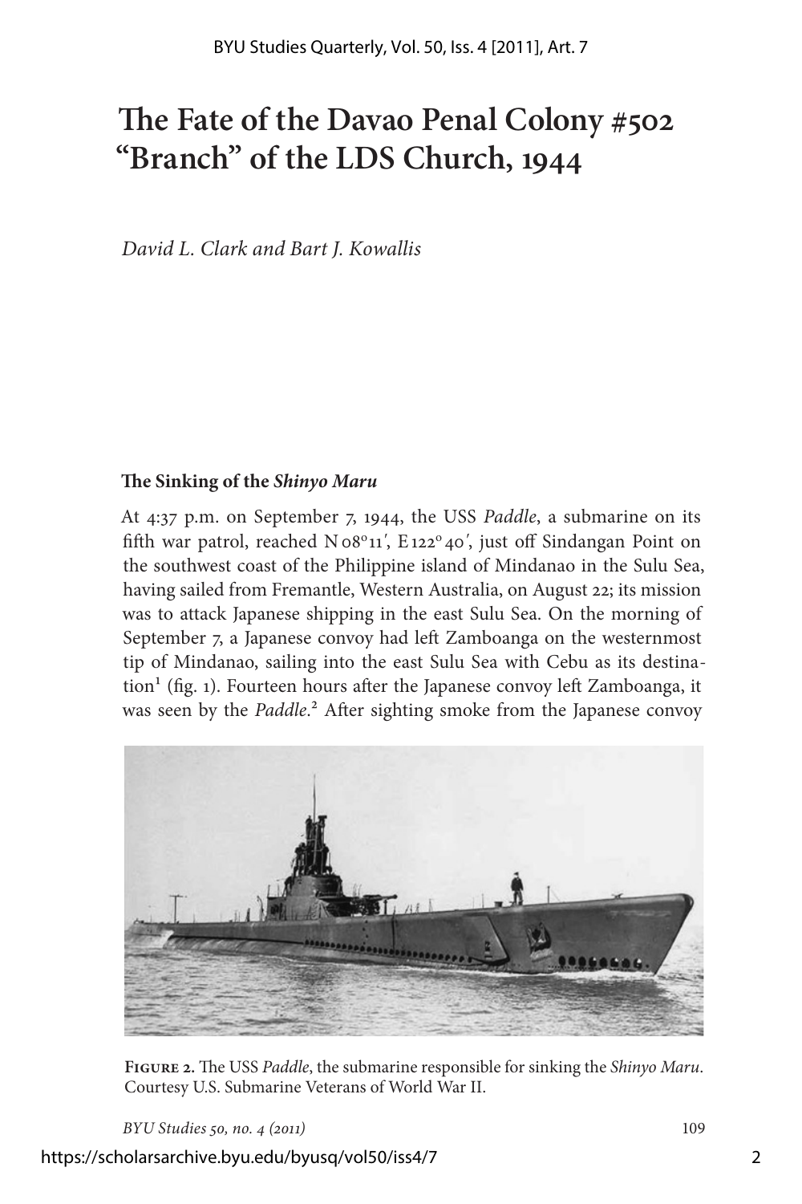# The Fate of the Davao Penal Colony #502 "Branch" of the LDS Church, 1944

*David L. Clark and Bart J. Kowallis*

### The Sinking of the *Shinyo Maru*

At 4:37 p.m. on September 7, 1944, the USS *Paddle*, a submarine on its fifth war patrol, reached N 08°11′, E 122° 40′, just off Sindangan Point on the southwest coast of the Philippine island of Mindanao in the Sulu Sea, having sailed from Fremantle, Western Australia, on August 22; its mission was to attack Japanese shipping in the east Sulu Sea. On the morning of September 7, a Japanese convoy had left Zamboanga on the westernmost tip of Mindanao, sailing into the east Sulu Sea with Cebu as its destination[1] (fig. 1). Fourteen hours after the Japanese convoy left Zamboanga, it was seen by the *Paddle*.[2] After sighting smoke from the Japanese convoy

**Figure 2.** The USS *Paddle*, the submarine responsible for sinking the *Shinyo Maru*. Courtesy U.S. Submarine Veterans of World War II.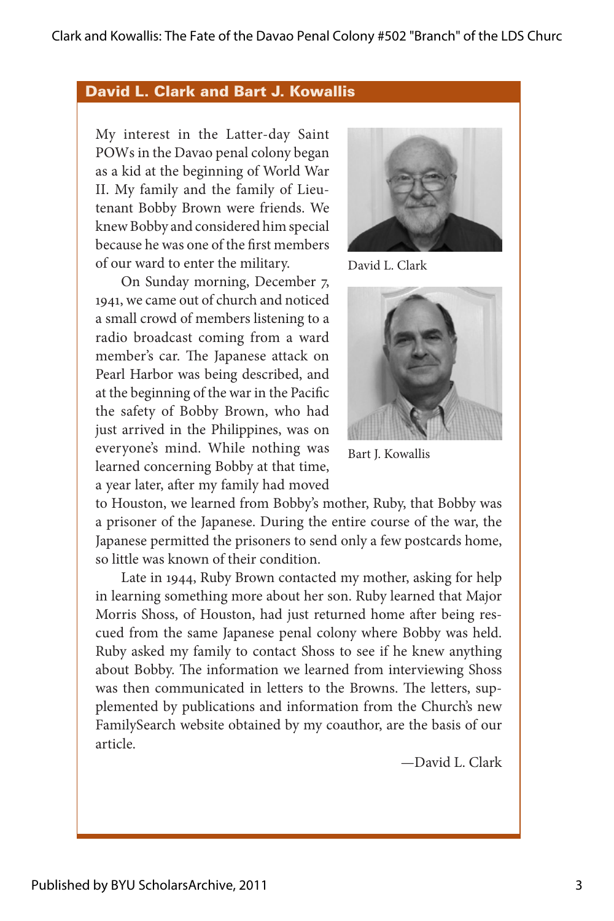## David L. Clark and Bart J. Kowallis

My interest in the Latter-day Saint POWs in the Davao penal colony began as a kid at the beginning of World War II. My family and the family of Lieutenant Bobby Brown were friends. We knew Bobby and considered him special because he was one of the first members of our ward to enter the military.

On Sunday morning, December 7, 1941, we came out of church and noticed a small crowd of members listening to a radio broadcast coming from a ward member's car. The Japanese attack on Pearl Harbor was being described, and at the beginning of the war in the Pacific the safety of Bobby Brown, who had just arrived in the Philippines, was on everyone's mind. While nothing was learned concerning Bobby at that time, a year later, after my family had moved to Houston, we learned from Bobby's mother, Ruby, that Bobby was a prisoner of the Japanese. During the entire course of the war, the Japanese permitted the prisoners to send only a few postcards home, so little was known of their condition.

Late in 1944, Ruby Brown contacted my mother, asking for help in learning something more about her son. Ruby learned that Major Morris Shoss, of Houston, had just returned home after being rescued from the same Japanese penal colony where Bobby was held. Ruby asked my family to contact Shoss to see if he knew anything about Bobby. The information we learned from interviewing Shoss was then communicated in letters to the Browns. The letters, supplemented by publications and information from the Church's new FamilySearch website obtained by my coauthor, are the basis of our article.

—David L. Clark

David L. Clark

Bart J. Kowallis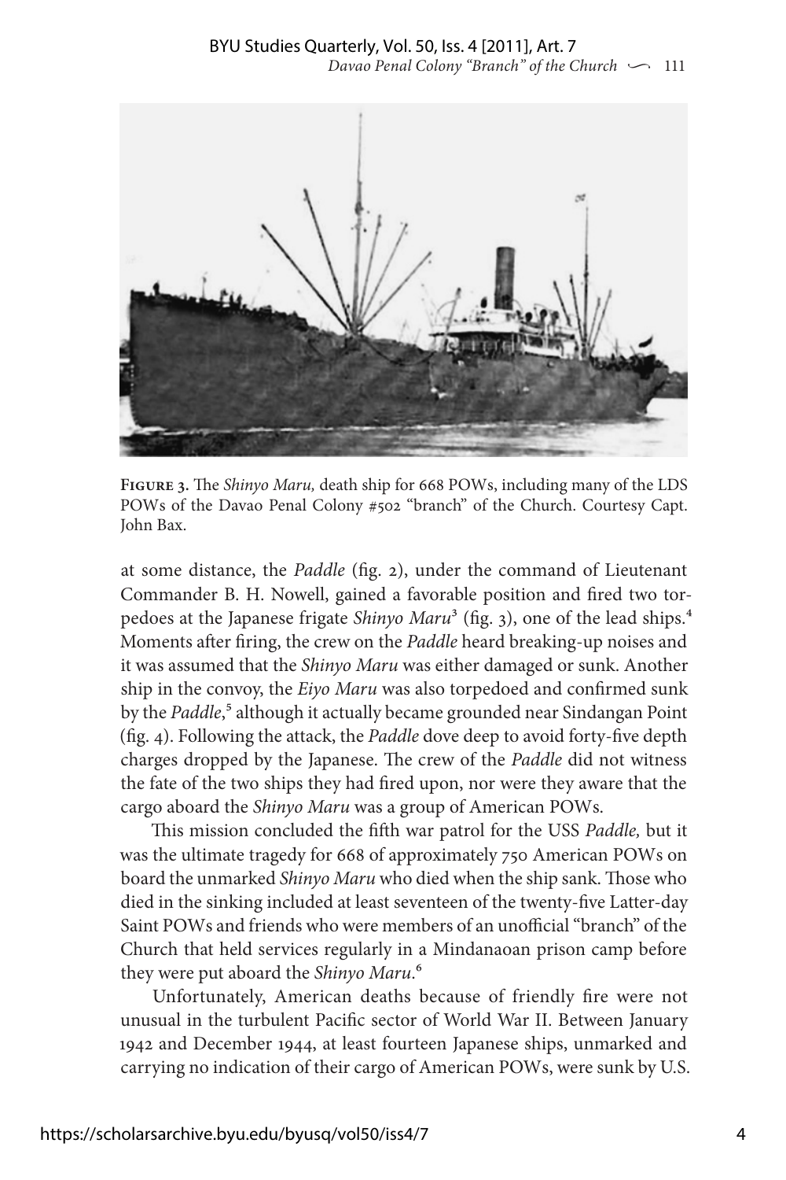**Figure 3.** The *Shinyo Maru,* death ship for 668 POWs, including many of the LDS POWs of the Davao Penal Colony #502 "branch" of the Church. Courtesy Capt. John Bax.

at some distance, the *Paddle* (fig. 2), under the command of Lieutenant Commander B. H. Nowell, gained a favorable position and fired two torpedoes at the Japanese frigate *Shinyo Maru*[3] (fig. 3), one of the lead ships.[4] Moments after firing, the crew on the *Paddle* heard breaking-up noises and it was assumed that the *Shinyo Maru* was either damaged or sunk. Another ship in the convoy, the *Eiyo Maru* was also torpedoed and confirmed sunk by the *Paddle*,[5] although it actually became grounded near Sindangan Point (fig. 4). Following the attack, the *Paddle* dove deep to avoid forty-five depth charges dropped by the Japanese. The crew of the *Paddle* did not witness the fate of the two ships they had fired upon, nor were they aware that the cargo aboard the *Shinyo Maru* was a group of American POWs.

This mission concluded the fifth war patrol for the USS *Paddle,* but it was the ultimate tragedy for 668 of approximately 750 American POWs on board the unmarked *Shinyo Maru* who died when the ship sank. Those who died in the sinking included at least seventeen of the twenty-five Latter-day Saint POWs and friends who were members of an unofficial "branch" of the Church that held services regularly in a Mindanaoan prison camp before they were put aboard the *Shinyo Maru*.[6]

Unfortunately, American deaths because of friendly fire were not unusual in the turbulent Pacific sector of World War II. Between January 1942 and December 1944, at least fourteen Japanese ships, unmarked and carrying no indication of their cargo of American POWs, were sunk by U.S.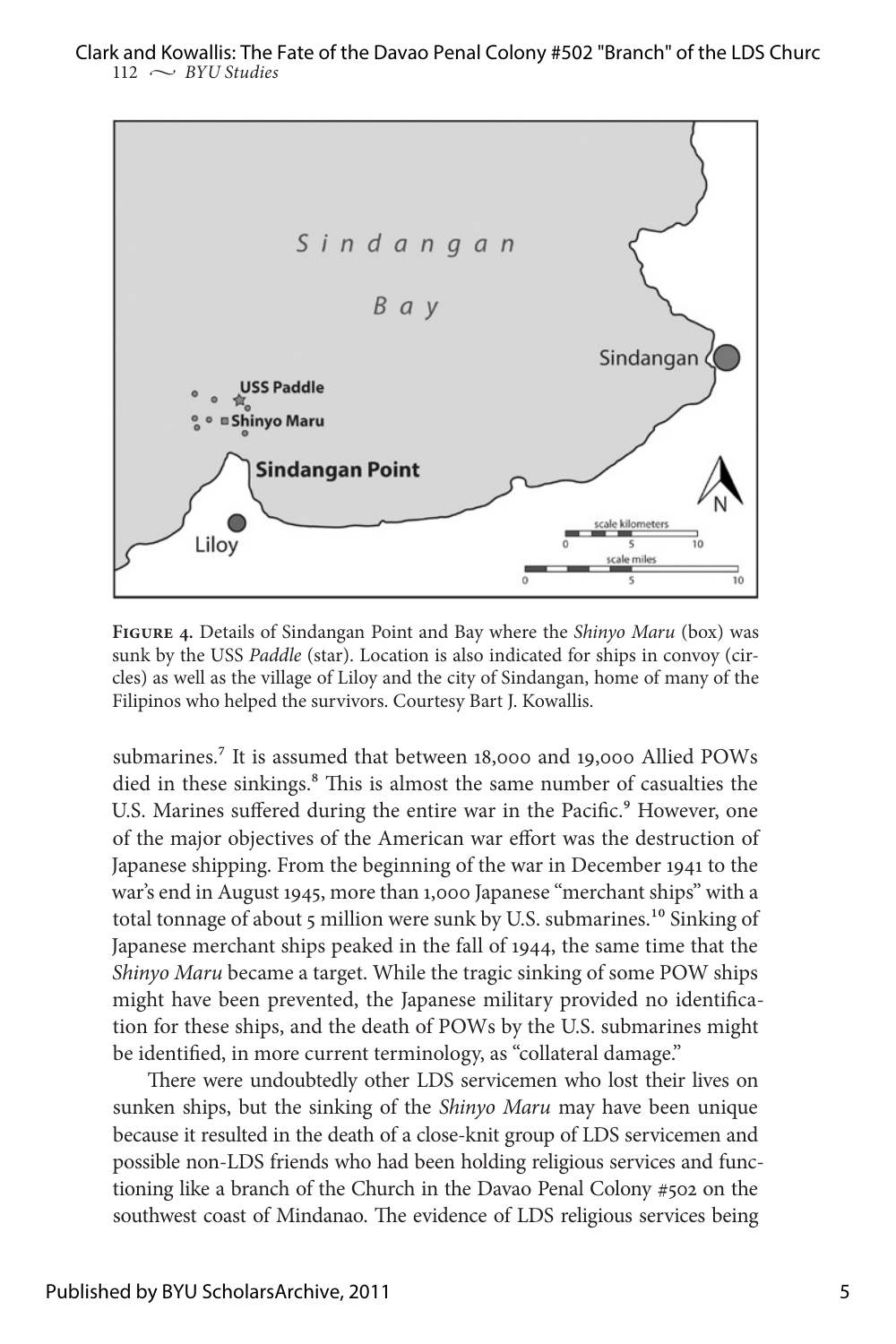**Figure 4.** Details of Sindangan Point and Bay where the *Shinyo Maru* (box) was sunk by the USS *Paddle* (star). Location is also indicated for ships in convoy (circles) as well as the village of Liloy and the city of Sindangan, home of many of the Filipinos who helped the survivors. Courtesy Bart J. Kowallis.

submarines.[7] It is assumed that between 18,000 and 19,000 Allied POWs died in these sinkings.[8] This is almost the same number of casualties the U.S. Marines suffered during the entire war in the Pacific.[9] However, one of the major objectives of the American war effort was the destruction of Japanese shipping. From the beginning of the war in December 1941 to the war's end in August 1945, more than 1,000 Japanese "merchant ships" with a total tonnage of about 5 million were sunk by U.S. submarines.[10] Sinking of Japanese merchant ships peaked in the fall of 1944, the same time that the *Shinyo Maru* became a target. While the tragic sinking of some POW ships might have been prevented, the Japanese military provided no identification for these ships, and the death of POWs by the U.S. submarines might be identified, in more current terminology, as "collateral damage."

There were undoubtedly other LDS servicemen who lost their lives on sunken ships, but the sinking of the *Shinyo Maru* may have been unique because it resulted in the death of a close-knit group of LDS servicemen and possible non-LDS friends who had been holding religious services and functioning like a branch of the Church in the Davao Penal Colony #502 on the southwest coast of Mindanao. The evidence of LDS religious services being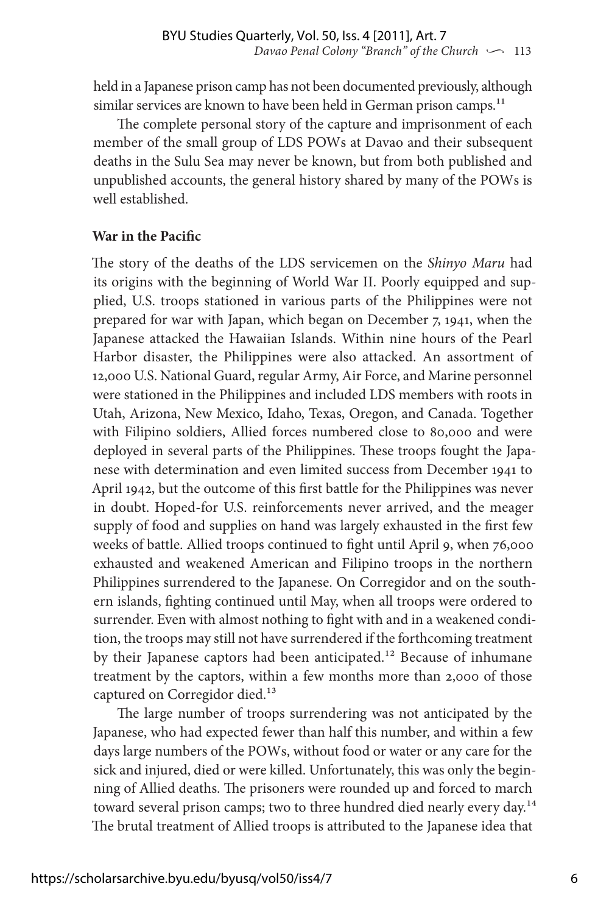held in a Japanese prison camp has not been documented previously, although similar services are known to have been held in German prison camps.[11]

The complete personal story of the capture and imprisonment of each member of the small group of LDS POWs at Davao and their subsequent deaths in the Sulu Sea may never be known, but from both published and unpublished accounts, the general history shared by many of the POWs is well established.

**War in the Pacific**

The story of the deaths of the LDS servicemen on the *Shinyo Maru* had its origins with the beginning of World War II. Poorly equipped and supplied, U.S. troops stationed in various parts of the Philippines were not prepared for war with Japan, which began on December 7, 1941, when the Japanese attacked the Hawaiian Islands. Within nine hours of the Pearl Harbor disaster, the Philippines were also attacked. An assortment of 12,000 U.S. National Guard, regular Army, Air Force, and Marine personnel were stationed in the Philippines and included LDS members with roots in Utah, Arizona, New Mexico, Idaho, Texas, Oregon, and Canada. Together with Filipino soldiers, Allied forces numbered close to 80,000 and were deployed in several parts of the Philippines. These troops fought the Japanese with determination and even limited success from December 1941 to April 1942, but the outcome of this first battle for the Philippines was never in doubt. Hoped-for U.S. reinforcements never arrived, and the meager supply of food and supplies on hand was largely exhausted in the first few weeks of battle. Allied troops continued to fight until April 9, when 76,000 exhausted and weakened American and Filipino troops in the northern Philippines surrendered to the Japanese. On Corregidor and on the southern islands, fighting continued until May, when all troops were ordered to surrender. Even with almost nothing to fight with and in a weakened condition, the troops may still not have surrendered if the forthcoming treatment by their Japanese captors had been anticipated.[12] Because of inhumane treatment by the captors, within a few months more than 2,000 of those captured on Corregidor died.[13]

The large number of troops surrendering was not anticipated by the Japanese, who had expected fewer than half this number, and within a few days large numbers of the POWs, without food or water or any care for the sick and injured, died or were killed. Unfortunately, this was only the beginning of Allied deaths. The prisoners were rounded up and forced to march toward several prison camps; two to three hundred died nearly every day.[14] The brutal treatment of Allied troops is attributed to the Japanese idea that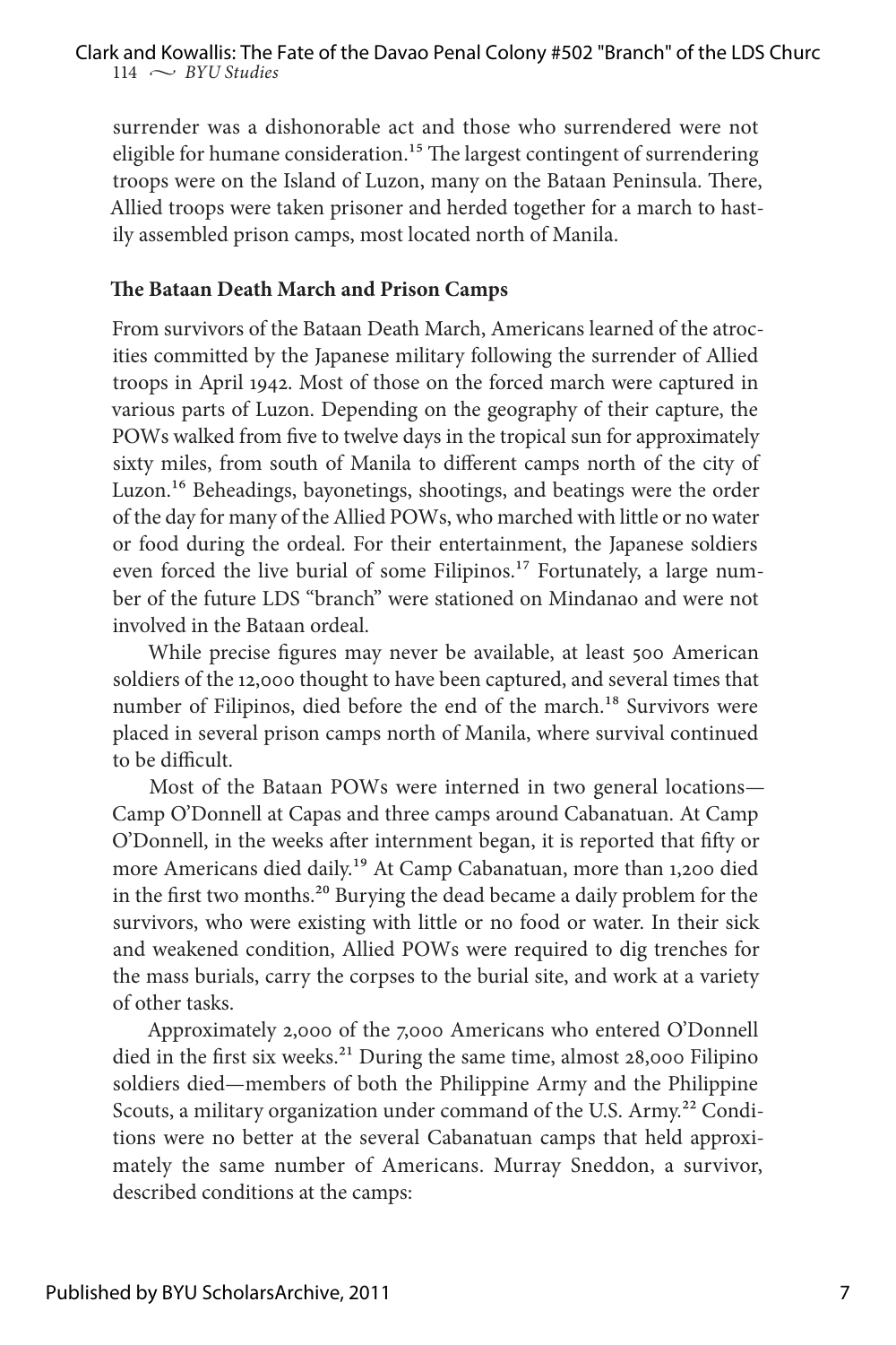surrender was a dishonorable act and those who surrendered were not eligible for humane consideration.[15] The largest contingent of surrendering troops were on the Island of Luzon, many on the Bataan Peninsula. There, Allied troops were taken prisoner and herded together for a march to hastily assembled prison camps, most located north of Manila.

### The Bataan Death March and Prison Camps

From survivors of the Bataan Death March, Americans learned of the atrocities committed by the Japanese military following the surrender of Allied troops in April 1942. Most of those on the forced march were captured in various parts of Luzon. Depending on the geography of their capture, the POWs walked from five to twelve days in the tropical sun for approximately sixty miles, from south of Manila to different camps north of the city of Luzon.[16] Beheadings, bayonetings, shootings, and beatings were the order of the day for many of the Allied POWs, who marched with little or no water or food during the ordeal. For their entertainment, the Japanese soldiers even forced the live burial of some Filipinos.[17] Fortunately, a large number of the future LDS "branch" were stationed on Mindanao and were not involved in the Bataan ordeal.

While precise figures may never be available, at least 500 American soldiers of the 12,000 thought to have been captured, and several times that number of Filipinos, died before the end of the march.[18] Survivors were placed in several prison camps north of Manila, where survival continued to be difficult.

Most of the Bataan POWs were interned in two general locations—Camp O'Donnell at Capas and three camps around Cabanatuan. At Camp O'Donnell, in the weeks after internment began, it is reported that fifty or more Americans died daily.[19] At Camp Cabanatuan, more than 1,200 died in the first two months.[20] Burying the dead became a daily problem for the survivors, who were existing with little or no food or water. In their sick and weakened condition, Allied POWs were required to dig trenches for the mass burials, carry the corpses to the burial site, and work at a variety of other tasks.

Approximately 2,000 of the 7,000 Americans who entered O'Donnell died in the first six weeks.[21] During the same time, almost 28,000 Filipino soldiers died—members of both the Philippine Army and the Philippine Scouts, a military organization under command of the U.S. Army.[22] Conditions were no better at the several Cabanatuan camps that held approximately the same number of Americans. Murray Sneddon, a survivor, described conditions at the camps: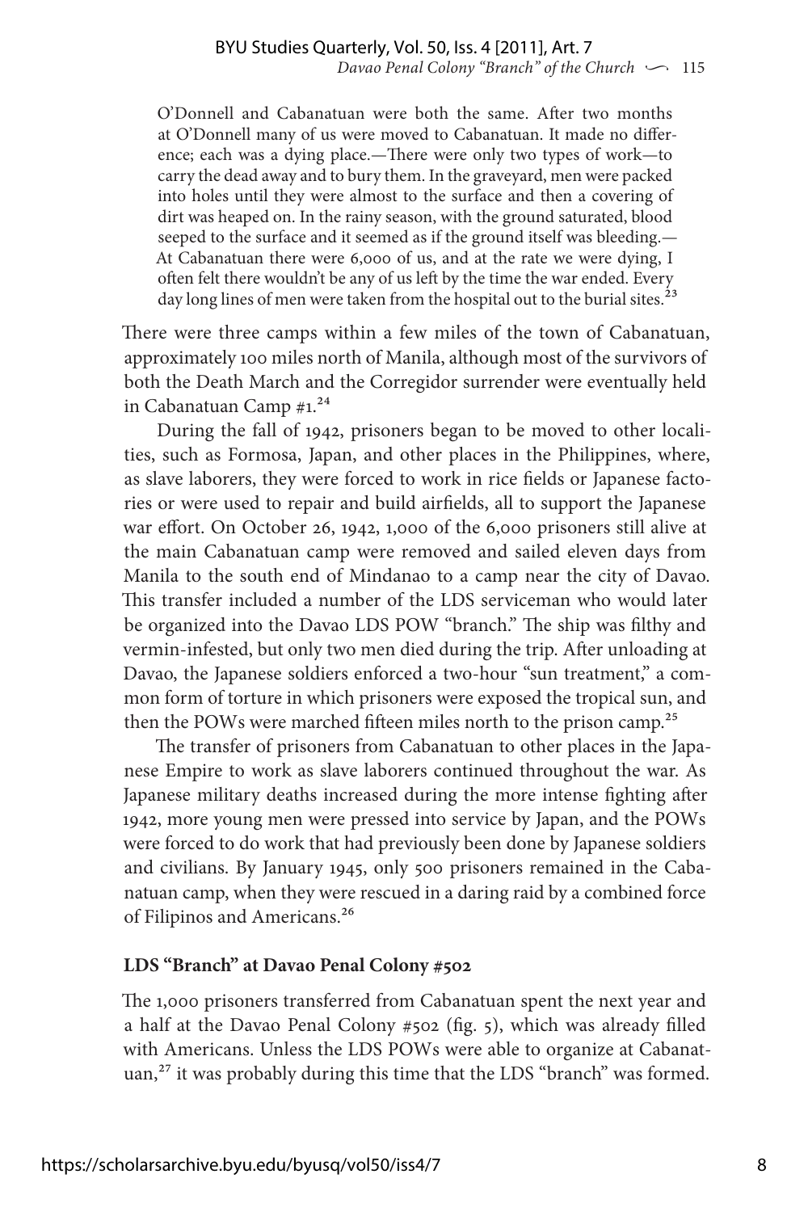> O'Donnell and Cabanatuan were both the same. After two months at O'Donnell many of us were moved to Cabanatuan. It made no difference; each was a dying place.—There were only two types of work—to carry the dead away and to bury them. In the graveyard, men were packed into holes until they were almost to the surface and then a covering of dirt was heaped on. In the rainy season, with the ground saturated, blood seeped to the surface and it seemed as if the ground itself was bleeding.—At Cabanatuan there were 6,000 of us, and at the rate we were dying, I often felt there wouldn't be any of us left by the time the war ended. Every day long lines of men were taken from the hospital out to the burial sites.[23]

There were three camps within a few miles of the town of Cabanatuan, approximately 100 miles north of Manila, although most of the survivors of both the Death March and the Corregidor surrender were eventually held in Cabanatuan Camp #1.[24]

During the fall of 1942, prisoners began to be moved to other localities, such as Formosa, Japan, and other places in the Philippines, where, as slave laborers, they were forced to work in rice fields or Japanese factories or were used to repair and build airfields, all to support the Japanese war effort. On October 26, 1942, 1,000 of the 6,000 prisoners still alive at the main Cabanatuan camp were removed and sailed eleven days from Manila to the south end of Mindanao to a camp near the city of Davao. This transfer included a number of the LDS serviceman who would later be organized into the Davao LDS POW "branch." The ship was filthy and vermin-infested, but only two men died during the trip. After unloading at Davao, the Japanese soldiers enforced a two-hour "sun treatment," a common form of torture in which prisoners were exposed the tropical sun, and then the POWs were marched fifteen miles north to the prison camp.[25]

The transfer of prisoners from Cabanatuan to other places in the Japanese Empire to work as slave laborers continued throughout the war. As Japanese military deaths increased during the more intense fighting after 1942, more young men were pressed into service by Japan, and the POWs were forced to do work that had previously been done by Japanese soldiers and civilians. By January 1945, only 500 prisoners remained in the Cabanatuan camp, when they were rescued in a daring raid by a combined force of Filipinos and Americans.[26]

### LDS "Branch" at Davao Penal Colony #502

The 1,000 prisoners transferred from Cabanatuan spent the next year and a half at the Davao Penal Colony #502 (fig. 5), which was already filled with Americans. Unless the LDS POWs were able to organize at Cabanatuan,[27] it was probably during this time that the LDS "branch" was formed.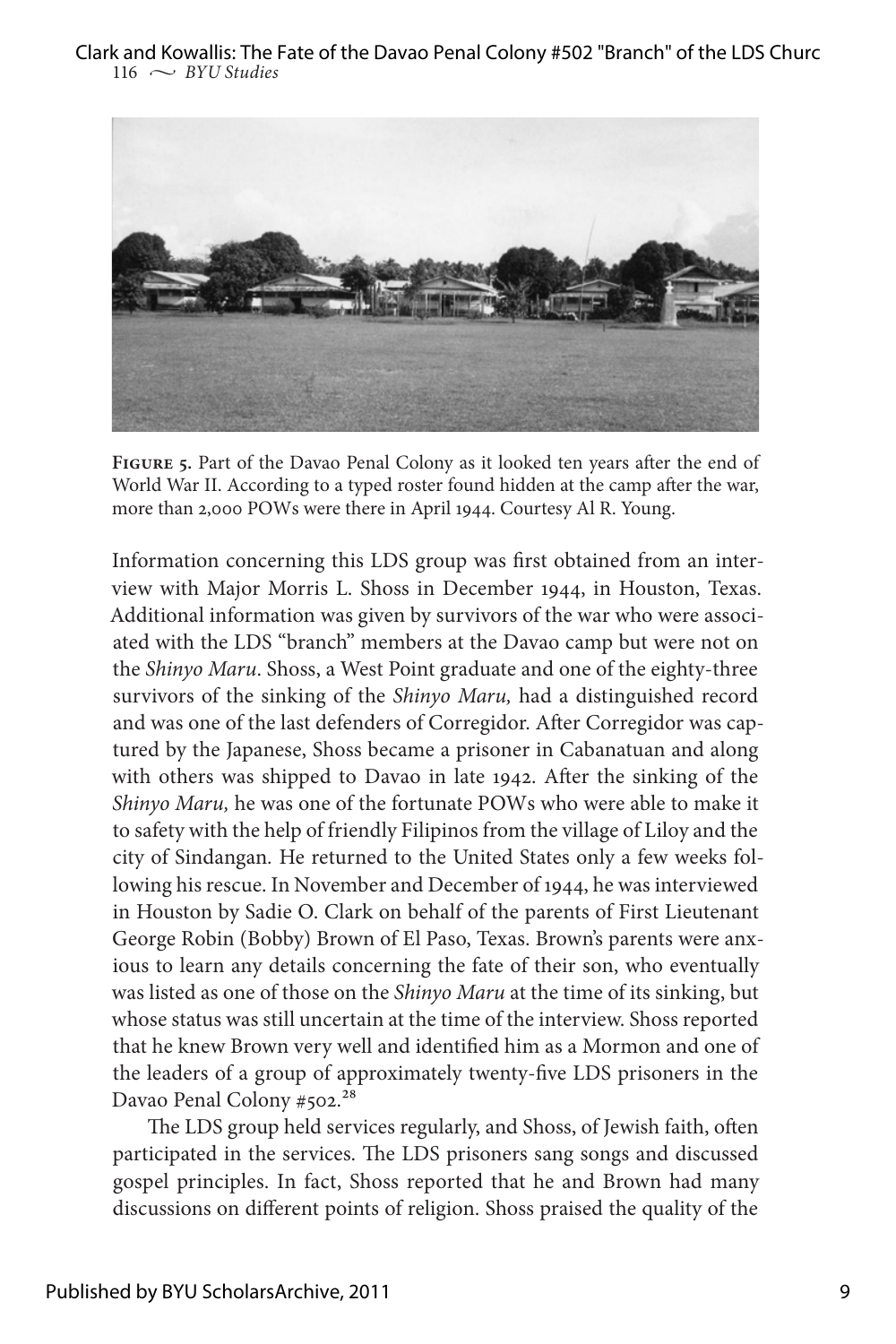**Figure 5.** Part of the Davao Penal Colony as it looked ten years after the end of World War II. According to a typed roster found hidden at the camp after the war, more than 2,000 POWs were there in April 1944. Courtesy Al R. Young.

Information concerning this LDS group was first obtained from an interview with Major Morris L. Shoss in December 1944, in Houston, Texas. Additional information was given by survivors of the war who were associated with the LDS "branch" members at the Davao camp but were not on the *Shinyo Maru*. Shoss, a West Point graduate and one of the eighty-three survivors of the sinking of the *Shinyo Maru,* had a distinguished record and was one of the last defenders of Corregidor. After Corregidor was captured by the Japanese, Shoss became a prisoner in Cabanatuan and along with others was shipped to Davao in late 1942. After the sinking of the *Shinyo Maru,* he was one of the fortunate POWs who were able to make it to safety with the help of friendly Filipinos from the village of Liloy and the city of Sindangan. He returned to the United States only a few weeks following his rescue. In November and December of 1944, he was interviewed in Houston by Sadie O. Clark on behalf of the parents of First Lieutenant George Robin (Bobby) Brown of El Paso, Texas. Brown's parents were anxious to learn any details concerning the fate of their son, who eventually was listed as one of those on the *Shinyo Maru* at the time of its sinking, but whose status was still uncertain at the time of the interview. Shoss reported that he knew Brown very well and identified him as a Mormon and one of the leaders of a group of approximately twenty-five LDS prisoners in the Davao Penal Colony #502.[28]

The LDS group held services regularly, and Shoss, of Jewish faith, often participated in the services. The LDS prisoners sang songs and discussed gospel principles. In fact, Shoss reported that he and Brown had many discussions on different points of religion. Shoss praised the quality of the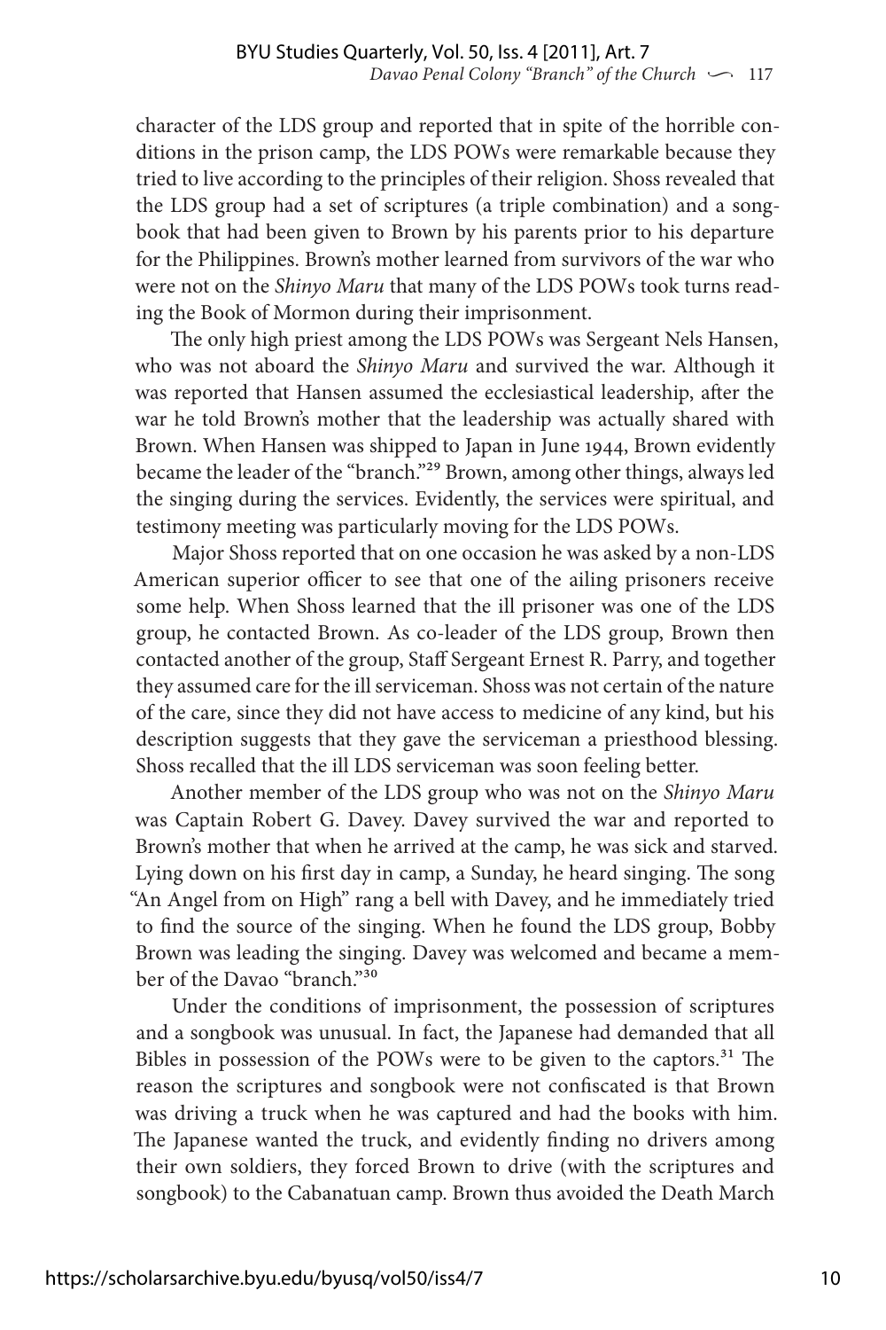character of the LDS group and reported that in spite of the horrible conditions in the prison camp, the LDS POWs were remarkable because they tried to live according to the principles of their religion. Shoss revealed that the LDS group had a set of scriptures (a triple combination) and a songbook that had been given to Brown by his parents prior to his departure for the Philippines. Brown's mother learned from survivors of the war who were not on the *Shinyo Maru* that many of the LDS POWs took turns reading the Book of Mormon during their imprisonment.

The only high priest among the LDS POWs was Sergeant Nels Hansen, who was not aboard the *Shinyo Maru* and survived the war. Although it was reported that Hansen assumed the ecclesiastical leadership, after the war he told Brown's mother that the leadership was actually shared with Brown. When Hansen was shipped to Japan in June 1944, Brown evidently became the leader of the "branch."[29] Brown, among other things, always led the singing during the services. Evidently, the services were spiritual, and testimony meeting was particularly moving for the LDS POWs.

Major Shoss reported that on one occasion he was asked by a non-LDS American superior officer to see that one of the ailing prisoners receive some help. When Shoss learned that the ill prisoner was one of the LDS group, he contacted Brown. As co-leader of the LDS group, Brown then contacted another of the group, Staff Sergeant Ernest R. Parry, and together they assumed care for the ill serviceman. Shoss was not certain of the nature of the care, since they did not have access to medicine of any kind, but his description suggests that they gave the serviceman a priesthood blessing. Shoss recalled that the ill LDS serviceman was soon feeling better.

Another member of the LDS group who was not on the *Shinyo Maru* was Captain Robert G. Davey. Davey survived the war and reported to Brown's mother that when he arrived at the camp, he was sick and starved. Lying down on his first day in camp, a Sunday, he heard singing. The song "An Angel from on High" rang a bell with Davey, and he immediately tried to find the source of the singing. When he found the LDS group, Bobby Brown was leading the singing. Davey was welcomed and became a member of the Davao "branch."[30]

Under the conditions of imprisonment, the possession of scriptures and a songbook was unusual. In fact, the Japanese had demanded that all Bibles in possession of the POWs were to be given to the captors.[31] The reason the scriptures and songbook were not confiscated is that Brown was driving a truck when he was captured and had the books with him. The Japanese wanted the truck, and evidently finding no drivers among their own soldiers, they forced Brown to drive (with the scriptures and songbook) to the Cabanatuan camp. Brown thus avoided the Death March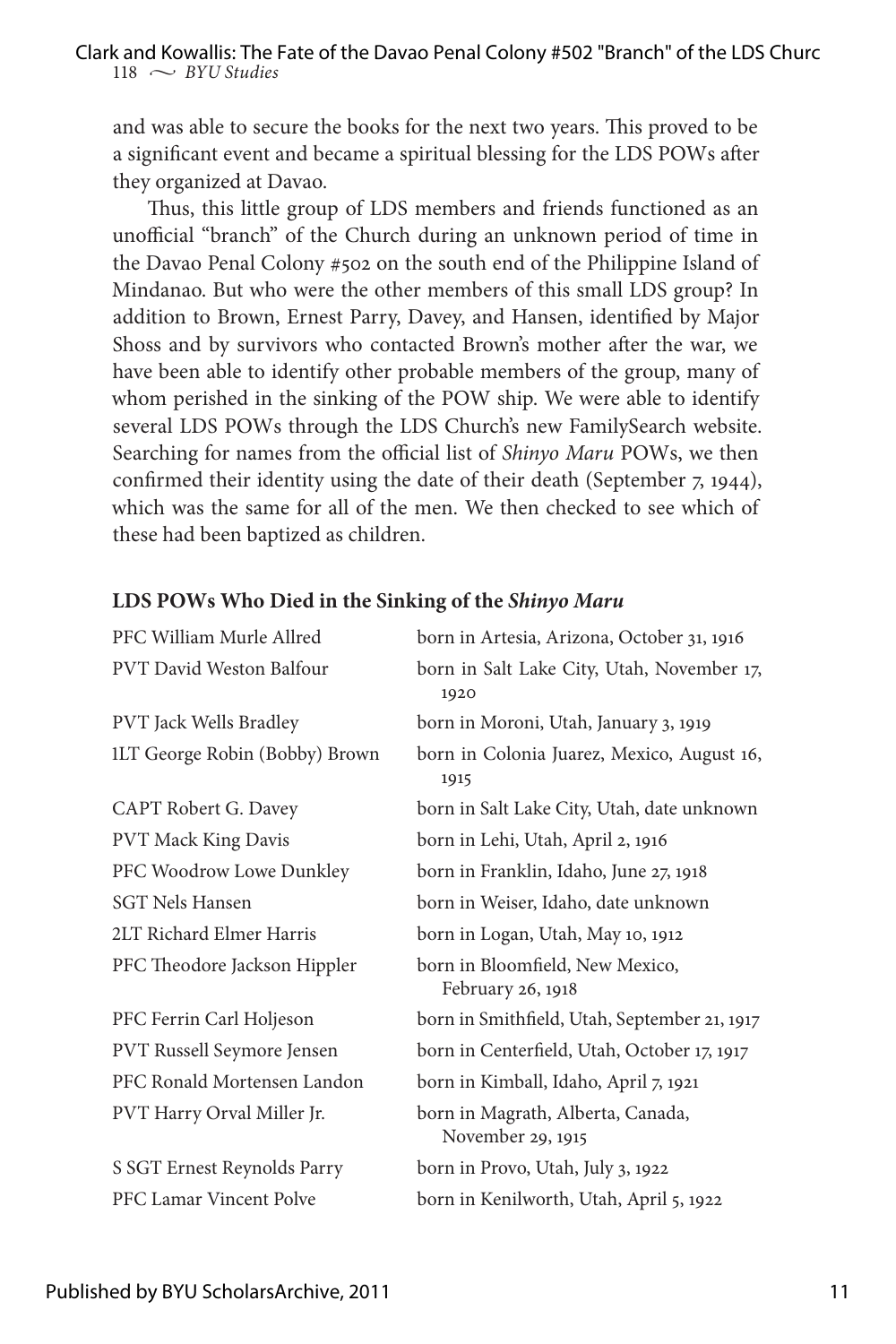and was able to secure the books for the next two years. This proved to be a significant event and became a spiritual blessing for the LDS POWs after they organized at Davao.

Thus, this little group of LDS members and friends functioned as an unofficial "branch" of the Church during an unknown period of time in the Davao Penal Colony #502 on the south end of the Philippine Island of Mindanao. But who were the other members of this small LDS group? In addition to Brown, Ernest Parry, Davey, and Hansen, identified by Major Shoss and by survivors who contacted Brown's mother after the war, we have been able to identify other probable members of the group, many of whom perished in the sinking of the POW ship. We were able to identify several LDS POWs through the LDS Church's new FamilySearch website. Searching for names from the official list of *Shinyo Maru* POWs, we then confirmed their identity using the date of their death (September 7, 1944), which was the same for all of the men. We then checked to see which of these had been baptized as children.

### LDS POWs Who Died in the Sinking of the *Shinyo Maru*

| | |
|---|---|
| PFC William Murle Allred | born in Artesia, Arizona, October 31, 1916 |
| PVT David Weston Balfour | born in Salt Lake City, Utah, November 17, 1920 |
| PVT Jack Wells Bradley | born in Moroni, Utah, January 3, 1919 |
| 1LT George Robin (Bobby) Brown | born in Colonia Juarez, Mexico, August 16, 1915 |
| CAPT Robert G. Davey | born in Salt Lake City, Utah, date unknown |
| PVT Mack King Davis | born in Lehi, Utah, April 2, 1916 |
| PFC Woodrow Lowe Dunkley | born in Franklin, Idaho, June 27, 1918 |
| SGT Nels Hansen | born in Weiser, Idaho, date unknown |
| 2LT Richard Elmer Harris | born in Logan, Utah, May 10, 1912 |
| PFC Theodore Jackson Hippler | born in Bloomfield, New Mexico, February 26, 1918 |
| PFC Ferrin Carl Holjeson | born in Smithfield, Utah, September 21, 1917 |
| PVT Russell Seymore Jensen | born in Centerfield, Utah, October 17, 1917 |
| PFC Ronald Mortensen Landon | born in Kimball, Idaho, April 7, 1921 |
| PVT Harry Orval Miller Jr. | born in Magrath, Alberta, Canada, November 29, 1915 |
| S SGT Ernest Reynolds Parry | born in Provo, Utah, July 3, 1922 |
| PFC Lamar Vincent Polve | born in Kenilworth, Utah, April 5, 1922 |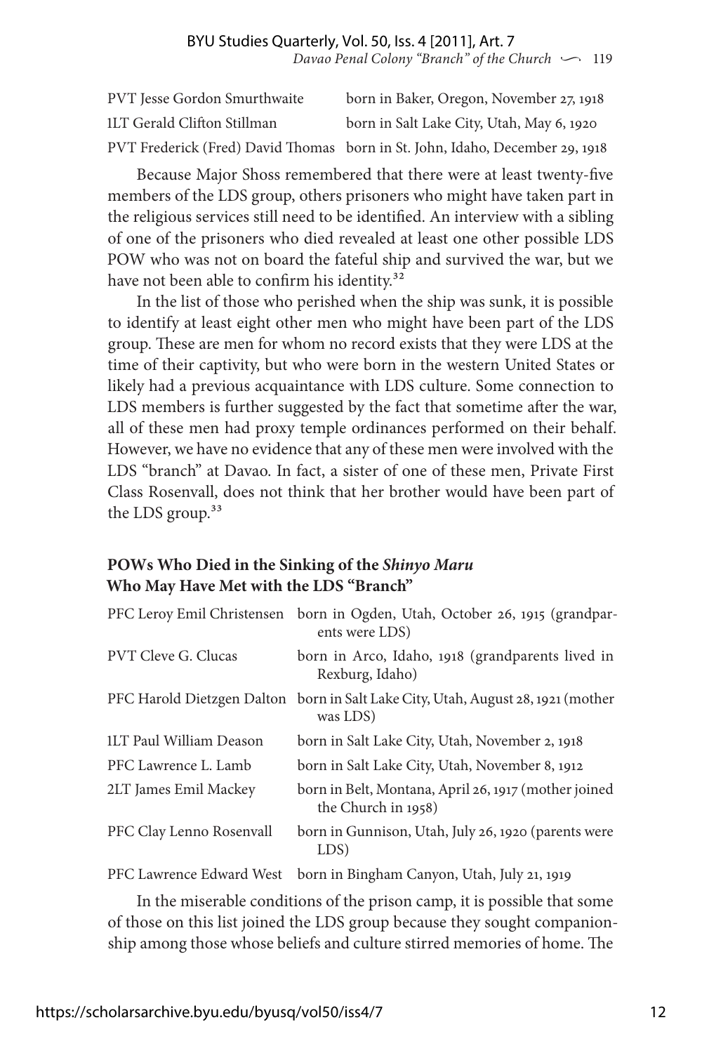| | |
|---|---|
| PVT Jesse Gordon Smurthwaite | born in Baker, Oregon, November 27, 1918 |
| 1LT Gerald Clifton Stillman | born in Salt Lake City, Utah, May 6, 1920 |
| PVT Frederick (Fred) David Thomas | born in St. John, Idaho, December 29, 1918 |

Because Major Shoss remembered that there were at least twenty-five members of the LDS group, others prisoners who might have taken part in the religious services still need to be identified. An interview with a sibling of one of the prisoners who died revealed at least one other possible LDS POW who was not on board the fateful ship and survived the war, but we have not been able to confirm his identity.[32]

In the list of those who perished when the ship was sunk, it is possible to identify at least eight other men who might have been part of the LDS group. These are men for whom no record exists that they were LDS at the time of their captivity, but who were born in the western United States or likely had a previous acquaintance with LDS culture. Some connection to LDS members is further suggested by the fact that sometime after the war, all of these men had proxy temple ordinances performed on their behalf. However, we have no evidence that any of these men were involved with the LDS "branch" at Davao. In fact, a sister of one of these men, Private First Class Rosenvall, does not think that her brother would have been part of the LDS group.[33]

### POWs Who Died in the Sinking of the *Shinyo Maru* Who May Have Met with the LDS "Branch"

| | |
|---|---|
| PFC Leroy Emil Christensen | born in Ogden, Utah, October 26, 1915 (grandparents were LDS) |
| PVT Cleve G. Clucas | born in Arco, Idaho, 1918 (grandparents lived in Rexburg, Idaho) |
| PFC Harold Dietzgen Dalton | born in Salt Lake City, Utah, August 28, 1921 (mother was LDS) |
| 1LT Paul William Deason | born in Salt Lake City, Utah, November 2, 1918 |
| PFC Lawrence L. Lamb | born in Salt Lake City, Utah, November 8, 1912 |
| 2LT James Emil Mackey | born in Belt, Montana, April 26, 1917 (mother joined the Church in 1958) |
| PFC Clay Lenno Rosenvall | born in Gunnison, Utah, July 26, 1920 (parents were LDS) |
| PFC Lawrence Edward West | born in Bingham Canyon, Utah, July 21, 1919 |

In the miserable conditions of the prison camp, it is possible that some of those on this list joined the LDS group because they sought companionship among those whose beliefs and culture stirred memories of home. The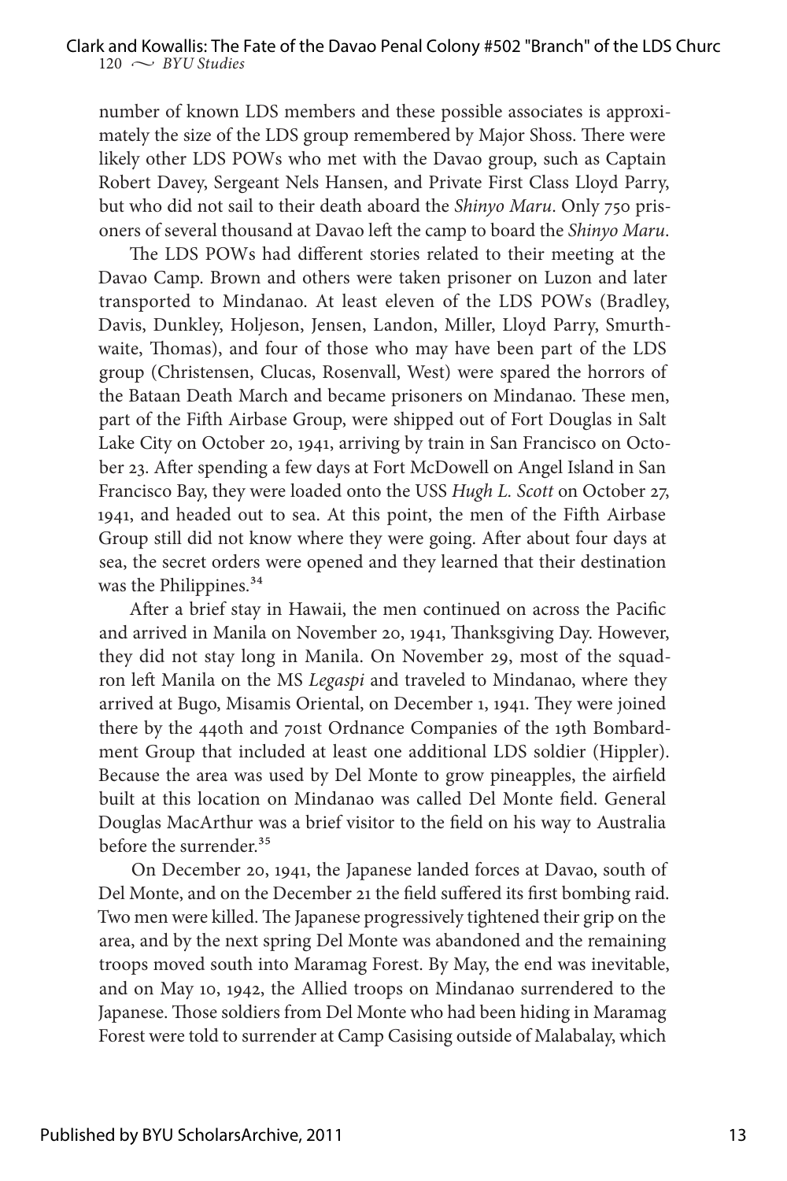number of known LDS members and these possible associates is approximately the size of the LDS group remembered by Major Shoss. There were likely other LDS POWs who met with the Davao group, such as Captain Robert Davey, Sergeant Nels Hansen, and Private First Class Lloyd Parry, but who did not sail to their death aboard the *Shinyo Maru*. Only 750 prisoners of several thousand at Davao left the camp to board the *Shinyo Maru*.

The LDS POWs had different stories related to their meeting at the Davao Camp. Brown and others were taken prisoner on Luzon and later transported to Mindanao. At least eleven of the LDS POWs (Bradley, Davis, Dunkley, Holjeson, Jensen, Landon, Miller, Lloyd Parry, Smurthwaite, Thomas), and four of those who may have been part of the LDS group (Christensen, Clucas, Rosenvall, West) were spared the horrors of the Bataan Death March and became prisoners on Mindanao. These men, part of the Fifth Airbase Group, were shipped out of Fort Douglas in Salt Lake City on October 20, 1941, arriving by train in San Francisco on October 23. After spending a few days at Fort McDowell on Angel Island in San Francisco Bay, they were loaded onto the USS *Hugh L. Scott* on October 27, 1941, and headed out to sea. At this point, the men of the Fifth Airbase Group still did not know where they were going. After about four days at sea, the secret orders were opened and they learned that their destination was the Philippines.[34]

After a brief stay in Hawaii, the men continued on across the Pacific and arrived in Manila on November 20, 1941, Thanksgiving Day. However, they did not stay long in Manila. On November 29, most of the squadron left Manila on the MS *Legaspi* and traveled to Mindanao, where they arrived at Bugo, Misamis Oriental, on December 1, 1941. They were joined there by the 440th and 701st Ordnance Companies of the 19th Bombardment Group that included at least one additional LDS soldier (Hippler). Because the area was used by Del Monte to grow pineapples, the airfield built at this location on Mindanao was called Del Monte field. General Douglas MacArthur was a brief visitor to the field on his way to Australia before the surrender.[35]

On December 20, 1941, the Japanese landed forces at Davao, south of Del Monte, and on the December 21 the field suffered its first bombing raid. Two men were killed. The Japanese progressively tightened their grip on the area, and by the next spring Del Monte was abandoned and the remaining troops moved south into Maramag Forest. By May, the end was inevitable, and on May 10, 1942, the Allied troops on Mindanao surrendered to the Japanese. Those soldiers from Del Monte who had been hiding in Maramag Forest were told to surrender at Camp Casising outside of Malabalay, which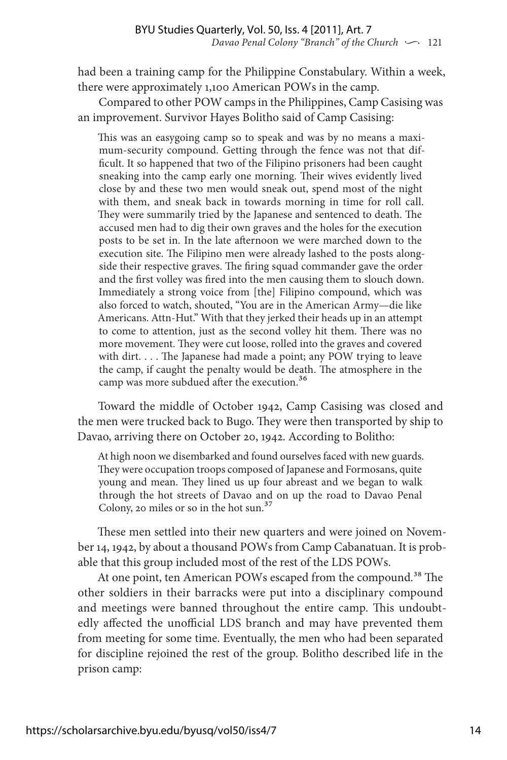had been a training camp for the Philippine Constabulary. Within a week, there were approximately 1,100 American POWs in the camp.

Compared to other POW camps in the Philippines, Camp Casising was an improvement. Survivor Hayes Bolitho said of Camp Casising:

> This was an easygoing camp so to speak and was by no means a maximum-security compound. Getting through the fence was not that difficult. It so happened that two of the Filipino prisoners had been caught sneaking into the camp early one morning. Their wives evidently lived close by and these two men would sneak out, spend most of the night with them, and sneak back in towards morning in time for roll call. They were summarily tried by the Japanese and sentenced to death. The accused men had to dig their own graves and the holes for the execution posts to be set in. In the late afternoon we were marched down to the execution site. The Filipino men were already lashed to the posts alongside their respective graves. The firing squad commander gave the order and the first volley was fired into the men causing them to slouch down. Immediately a strong voice from [the] Filipino compound, which was also forced to watch, shouted, "You are in the American Army—die like Americans. Attn-Hut." With that they jerked their heads up in an attempt to come to attention, just as the second volley hit them. There was no more movement. They were cut loose, rolled into the graves and covered with dirt. . . . The Japanese had made a point; any POW trying to leave the camp, if caught the penalty would be death. The atmosphere in the camp was more subdued after the execution.[36]

Toward the middle of October 1942, Camp Casising was closed and the men were trucked back to Bugo. They were then transported by ship to Davao, arriving there on October 20, 1942. According to Bolitho:

> At high noon we disembarked and found ourselves faced with new guards. They were occupation troops composed of Japanese and Formosans, quite young and mean. They lined us up four abreast and we began to walk through the hot streets of Davao and on up the road to Davao Penal Colony, 20 miles or so in the hot sun.[37]

These men settled into their new quarters and were joined on November 14, 1942, by about a thousand POWs from Camp Cabanatuan. It is probable that this group included most of the rest of the LDS POWs.

At one point, ten American POWs escaped from the compound.[38] The other soldiers in their barracks were put into a disciplinary compound and meetings were banned throughout the entire camp. This undoubtedly affected the unofficial LDS branch and may have prevented them from meeting for some time. Eventually, the men who had been separated for discipline rejoined the rest of the group. Bolitho described life in the prison camp: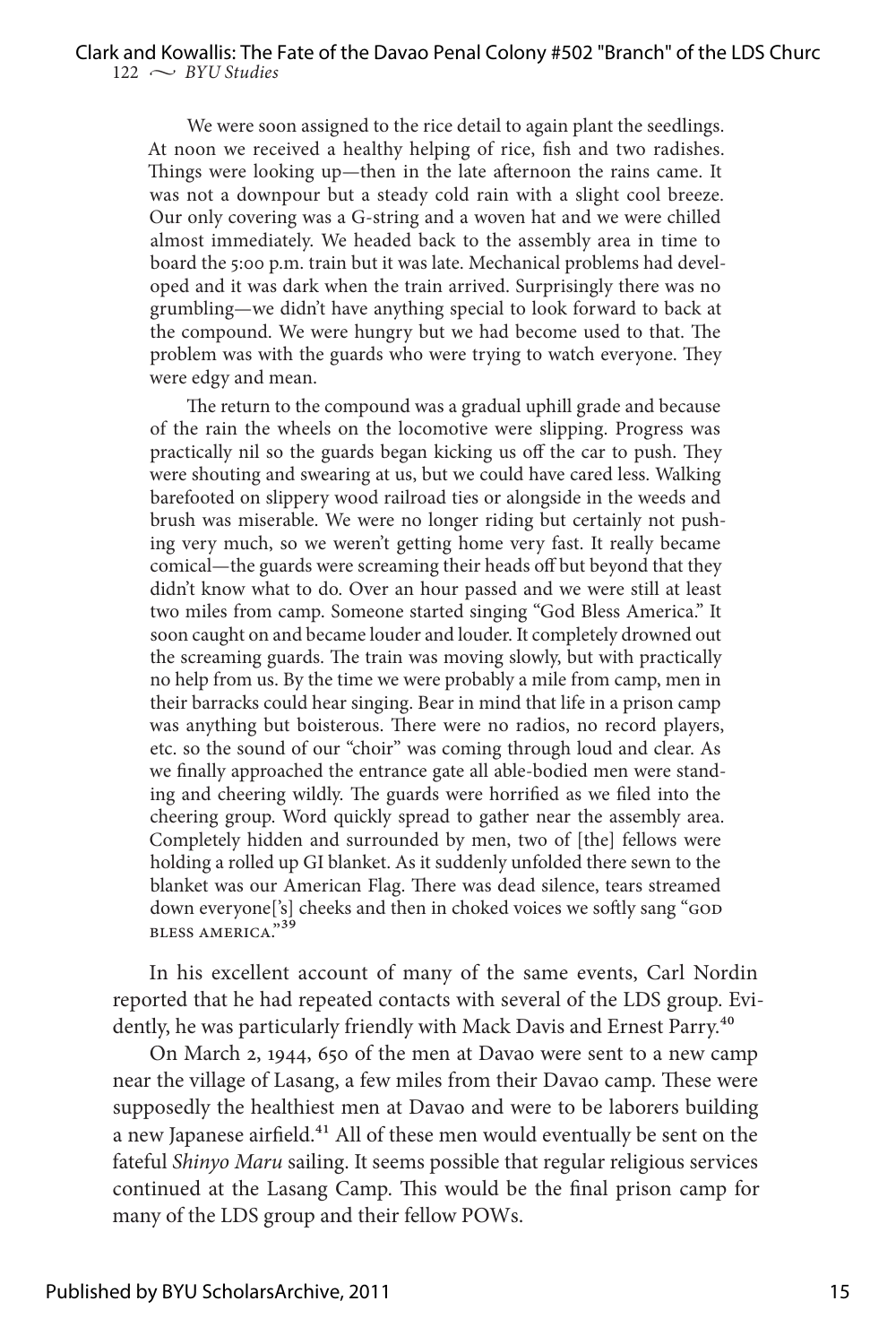> We were soon assigned to the rice detail to again plant the seedlings. At noon we received a healthy helping of rice, fish and two radishes. Things were looking up—then in the late afternoon the rains came. It was not a downpour but a steady cold rain with a slight cool breeze. Our only covering was a G-string and a woven hat and we were chilled almost immediately. We headed back to the assembly area in time to board the 5:00 p.m. train but it was late. Mechanical problems had developed and it was dark when the train arrived. Surprisingly there was no grumbling—we didn't have anything special to look forward to back at the compound. We were hungry but we had become used to that. The problem was with the guards who were trying to watch everyone. They were edgy and mean.
>
> The return to the compound was a gradual uphill grade and because of the rain the wheels on the locomotive were slipping. Progress was practically nil so the guards began kicking us off the car to push. They were shouting and swearing at us, but we could have cared less. Walking barefooted on slippery wood railroad ties or alongside in the weeds and brush was miserable. We were no longer riding but certainly not pushing very much, so we weren't getting home very fast. It really became comical—the guards were screaming their heads off but beyond that they didn't know what to do. Over an hour passed and we were still at least two miles from camp. Someone started singing "God Bless America." It soon caught on and became louder and louder. It completely drowned out the screaming guards. The train was moving slowly, but with practically no help from us. By the time we were probably a mile from camp, men in their barracks could hear singing. Bear in mind that life in a prison camp was anything but boisterous. There were no radios, no record players, etc. so the sound of our "choir" was coming through loud and clear. As we finally approached the entrance gate all able-bodied men were standing and cheering wildly. The guards were horrified as we filed into the cheering group. Word quickly spread to gather near the assembly area. Completely hidden and surrounded by men, two of [the] fellows were holding a rolled up GI blanket. As it suddenly unfolded there sewn to the blanket was our American Flag. There was dead silence, tears streamed down everyone['s] cheeks and then in choked voices we softly sang "GOD BLESS AMERICA."[39]

In his excellent account of many of the same events, Carl Nordin reported that he had repeated contacts with several of the LDS group. Evidently, he was particularly friendly with Mack Davis and Ernest Parry.[40]

On March 2, 1944, 650 of the men at Davao were sent to a new camp near the village of Lasang, a few miles from their Davao camp. These were supposedly the healthiest men at Davao and were to be laborers building a new Japanese airfield.[41] All of these men would eventually be sent on the fateful *Shinyo Maru* sailing. It seems possible that regular religious services continued at the Lasang Camp. This would be the final prison camp for many of the LDS group and their fellow POWs.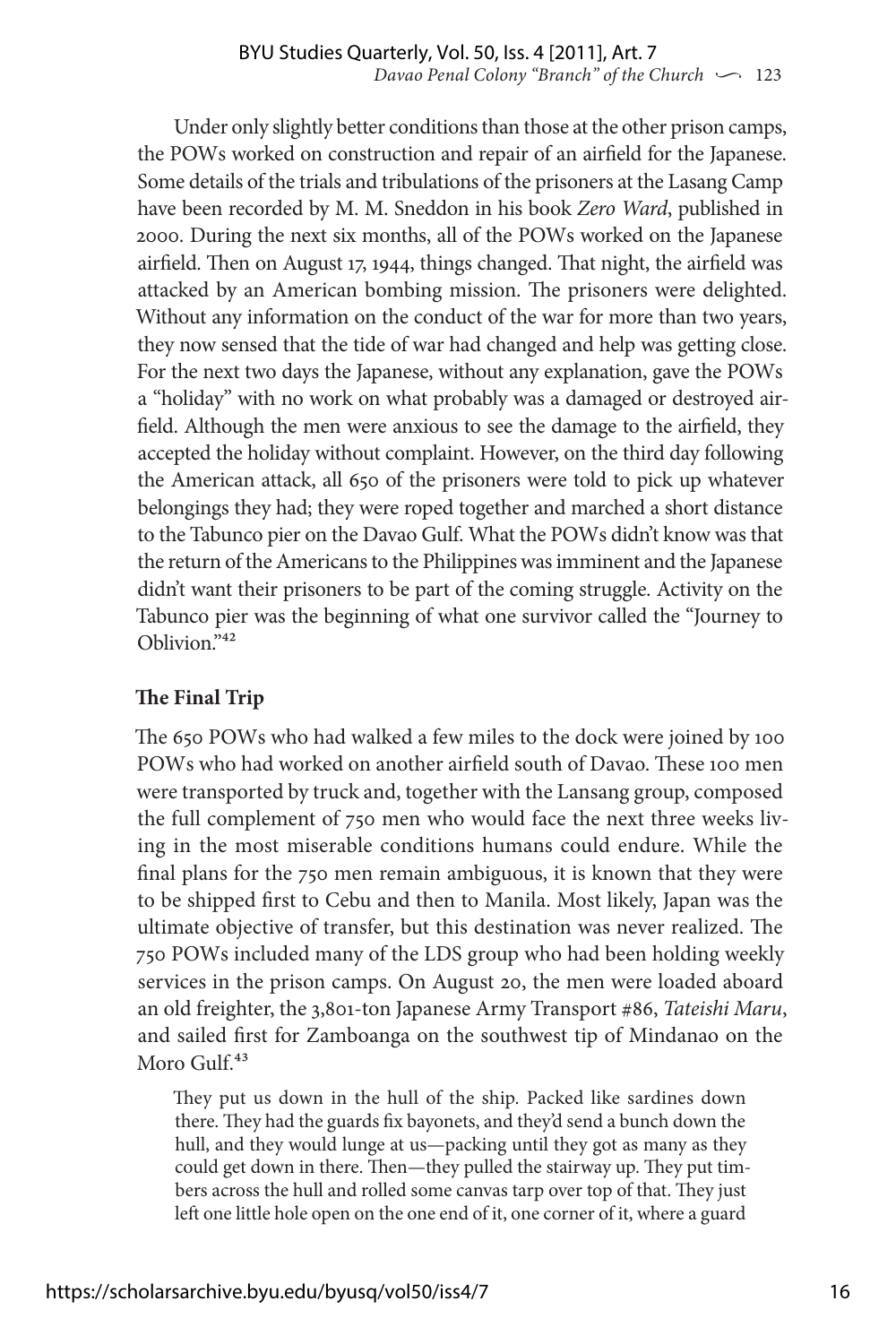Under only slightly better conditions than those at the other prison camps, the POWs worked on construction and repair of an airfield for the Japanese. Some details of the trials and tribulations of the prisoners at the Lasang Camp have been recorded by M. M. Sneddon in his book *Zero Ward*, published in 2000. During the next six months, all of the POWs worked on the Japanese airfield. Then on August 17, 1944, things changed. That night, the airfield was attacked by an American bombing mission. The prisoners were delighted. Without any information on the conduct of the war for more than two years, they now sensed that the tide of war had changed and help was getting close. For the next two days the Japanese, without any explanation, gave the POWs a "holiday" with no work on what probably was a damaged or destroyed airfield. Although the men were anxious to see the damage to the airfield, they accepted the holiday without complaint. However, on the third day following the American attack, all 650 of the prisoners were told to pick up whatever belongings they had; they were roped together and marched a short distance to the Tabunco pier on the Davao Gulf. What the POWs didn't know was that the return of the Americans to the Philippines was imminent and the Japanese didn't want their prisoners to be part of the coming struggle. Activity on the Tabunco pier was the beginning of what one survivor called the "Journey to Oblivion."[42]

## The Final Trip

The 650 POWs who had walked a few miles to the dock were joined by 100 POWs who had worked on another airfield south of Davao. These 100 men were transported by truck and, together with the Lansang group, composed the full complement of 750 men who would face the next three weeks living in the most miserable conditions humans could endure. While the final plans for the 750 men remain ambiguous, it is known that they were to be shipped first to Cebu and then to Manila. Most likely, Japan was the ultimate objective of transfer, but this destination was never realized. The 750 POWs included many of the LDS group who had been holding weekly services in the prison camps. On August 20, the men were loaded aboard an old freighter, the 3,801-ton Japanese Army Transport #86, *Tateishi Maru*, and sailed first for Zamboanga on the southwest tip of Mindanao on the Moro Gulf.[43]

> They put us down in the hull of the ship. Packed like sardines down there. They had the guards fix bayonets, and they'd send a bunch down the hull, and they would lunge at us—packing until they got as many as they could get down in there. Then—they pulled the stairway up. They put timbers across the hull and rolled some canvas tarp over top of that. They just left one little hole open on the one end of it, one corner of it, where a guard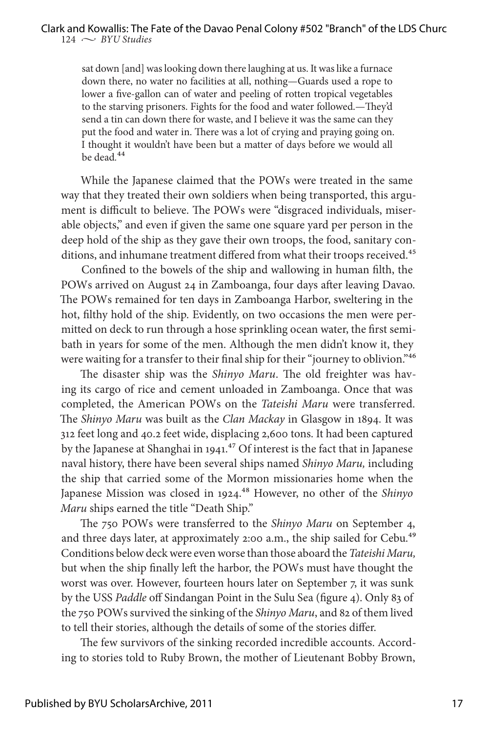> sat down [and] was looking down there laughing at us. It was like a furnace down there, no water no facilities at all, nothing—Guards used a rope to lower a five-gallon can of water and peeling of rotten tropical vegetables to the starving prisoners. Fights for the food and water followed.—They'd send a tin can down there for waste, and I believe it was the same can they put the food and water in. There was a lot of crying and praying going on. I thought it wouldn't have been but a matter of days before we would all be dead.[44]

While the Japanese claimed that the POWs were treated in the same way that they treated their own soldiers when being transported, this argument is difficult to believe. The POWs were "disgraced individuals, miserable objects," and even if given the same one square yard per person in the deep hold of the ship as they gave their own troops, the food, sanitary conditions, and inhumane treatment differed from what their troops received.[45]

Confined to the bowels of the ship and wallowing in human filth, the POWs arrived on August 24 in Zamboanga, four days after leaving Davao. The POWs remained for ten days in Zamboanga Harbor, sweltering in the hot, filthy hold of the ship. Evidently, on two occasions the men were permitted on deck to run through a hose sprinkling ocean water, the first semibath in years for some of the men. Although the men didn't know it, they were waiting for a transfer to their final ship for their "journey to oblivion."[46]

The disaster ship was the *Shinyo Maru*. The old freighter was having its cargo of rice and cement unloaded in Zamboanga. Once that was completed, the American POWs on the *Tateishi Maru* were transferred. The *Shinyo Maru* was built as the *Clan Mackay* in Glasgow in 1894. It was 312 feet long and 40.2 feet wide, displacing 2,600 tons. It had been captured by the Japanese at Shanghai in 1941.[47] Of interest is the fact that in Japanese naval history, there have been several ships named *Shinyo Maru,* including the ship that carried some of the Mormon missionaries home when the Japanese Mission was closed in 1924.[48] However, no other of the *Shinyo Maru* ships earned the title "Death Ship."

The 750 POWs were transferred to the *Shinyo Maru* on September 4, and three days later, at approximately 2:00 a.m., the ship sailed for Cebu.[49] Conditions below deck were even worse than those aboard the *Tateishi Maru,* but when the ship finally left the harbor, the POWs must have thought the worst was over. However, fourteen hours later on September 7, it was sunk by the USS *Paddle* off Sindangan Point in the Sulu Sea (figure 4). Only 83 of the 750 POWs survived the sinking of the *Shinyo Maru*, and 82 of them lived to tell their stories, although the details of some of the stories differ.

The few survivors of the sinking recorded incredible accounts. According to stories told to Ruby Brown, the mother of Lieutenant Bobby Brown,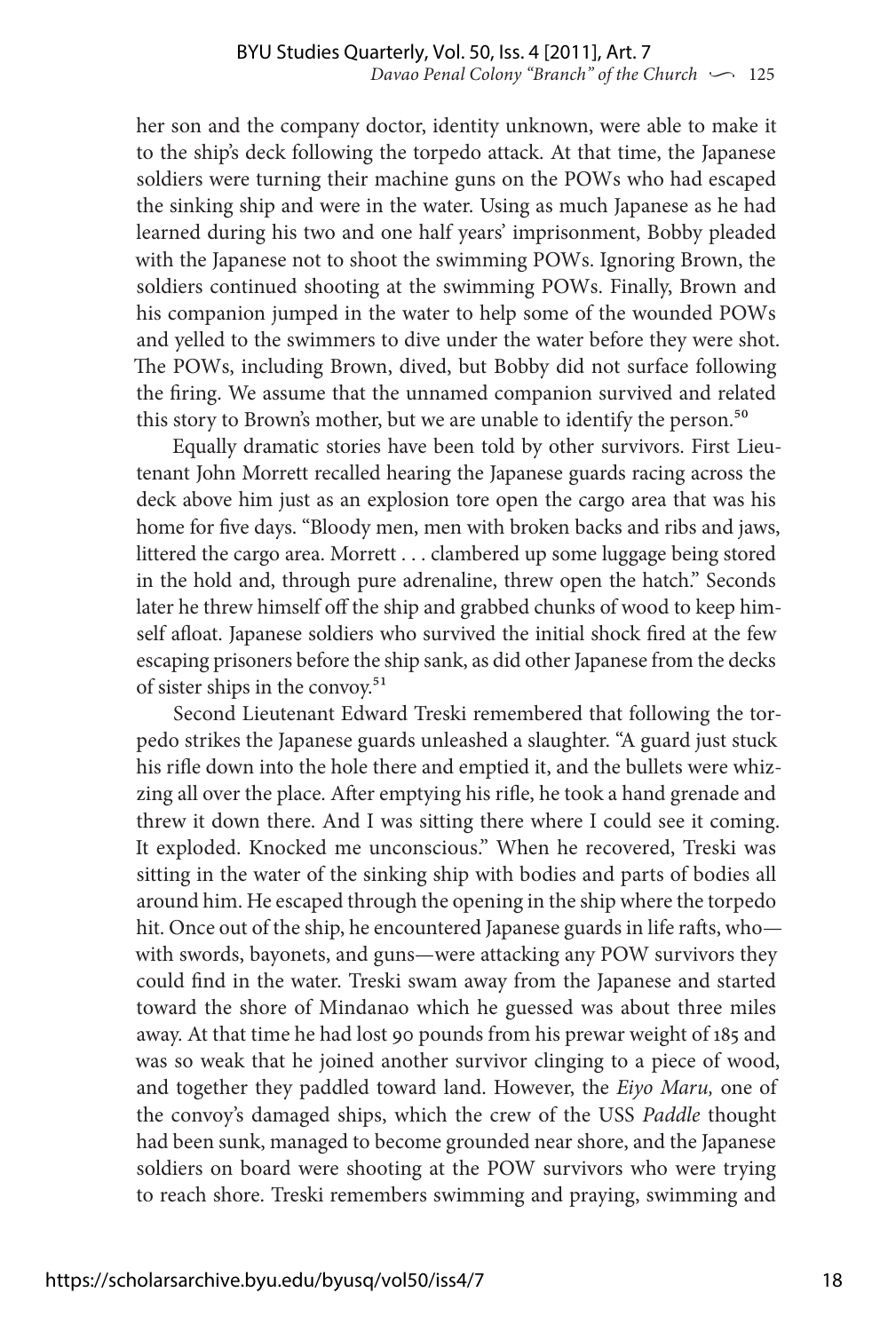her son and the company doctor, identity unknown, were able to make it to the ship's deck following the torpedo attack. At that time, the Japanese soldiers were turning their machine guns on the POWs who had escaped the sinking ship and were in the water. Using as much Japanese as he had learned during his two and one half years' imprisonment, Bobby pleaded with the Japanese not to shoot the swimming POWs. Ignoring Brown, the soldiers continued shooting at the swimming POWs. Finally, Brown and his companion jumped in the water to help some of the wounded POWs and yelled to the swimmers to dive under the water before they were shot. The POWs, including Brown, dived, but Bobby did not surface following the firing. We assume that the unnamed companion survived and related this story to Brown's mother, but we are unable to identify the person.[50]

Equally dramatic stories have been told by other survivors. First Lieutenant John Morrett recalled hearing the Japanese guards racing across the deck above him just as an explosion tore open the cargo area that was his home for five days. "Bloody men, men with broken backs and ribs and jaws, littered the cargo area. Morrett . . . clambered up some luggage being stored in the hold and, through pure adrenaline, threw open the hatch." Seconds later he threw himself off the ship and grabbed chunks of wood to keep himself afloat. Japanese soldiers who survived the initial shock fired at the few escaping prisoners before the ship sank, as did other Japanese from the decks of sister ships in the convoy.[51]

Second Lieutenant Edward Treski remembered that following the torpedo strikes the Japanese guards unleashed a slaughter. "A guard just stuck his rifle down into the hole there and emptied it, and the bullets were whizzing all over the place. After emptying his rifle, he took a hand grenade and threw it down there. And I was sitting there where I could see it coming. It exploded. Knocked me unconscious." When he recovered, Treski was sitting in the water of the sinking ship with bodies and parts of bodies all around him. He escaped through the opening in the ship where the torpedo hit. Once out of the ship, he encountered Japanese guards in life rafts, who—with swords, bayonets, and guns—were attacking any POW survivors they could find in the water. Treski swam away from the Japanese and started toward the shore of Mindanao which he guessed was about three miles away. At that time he had lost 90 pounds from his prewar weight of 185 and was so weak that he joined another survivor clinging to a piece of wood, and together they paddled toward land. However, the *Eiyo Maru,* one of the convoy's damaged ships, which the crew of the USS *Paddle* thought had been sunk, managed to become grounded near shore, and the Japanese soldiers on board were shooting at the POW survivors who were trying to reach shore. Treski remembers swimming and praying, swimming and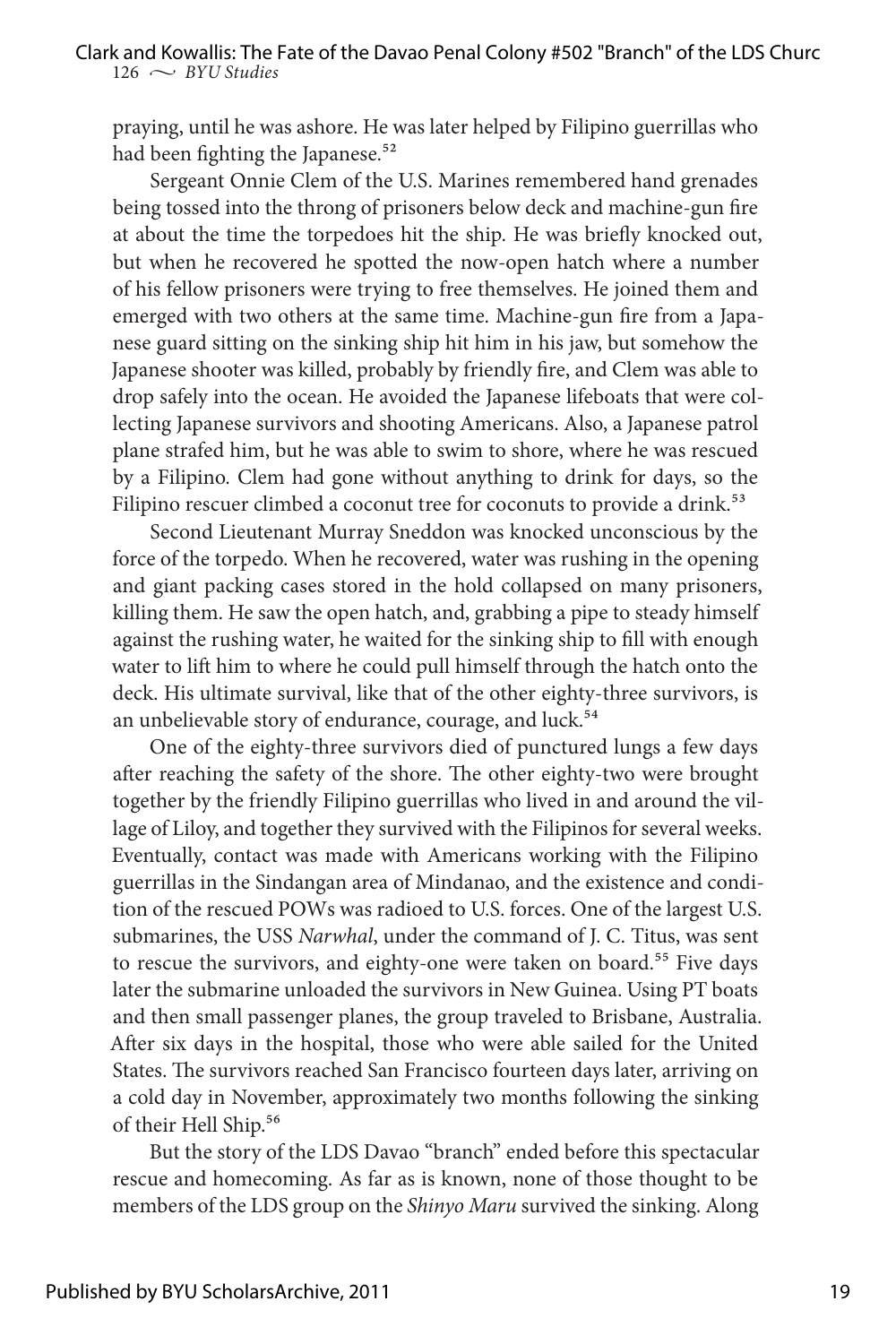praying, until he was ashore. He was later helped by Filipino guerrillas who had been fighting the Japanese.[52]

Sergeant Onnie Clem of the U.S. Marines remembered hand grenades being tossed into the throng of prisoners below deck and machine-gun fire at about the time the torpedoes hit the ship. He was briefly knocked out, but when he recovered he spotted the now-open hatch where a number of his fellow prisoners were trying to free themselves. He joined them and emerged with two others at the same time. Machine-gun fire from a Japanese guard sitting on the sinking ship hit him in his jaw, but somehow the Japanese shooter was killed, probably by friendly fire, and Clem was able to drop safely into the ocean. He avoided the Japanese lifeboats that were collecting Japanese survivors and shooting Americans. Also, a Japanese patrol plane strafed him, but he was able to swim to shore, where he was rescued by a Filipino. Clem had gone without anything to drink for days, so the Filipino rescuer climbed a coconut tree for coconuts to provide a drink.[53]

Second Lieutenant Murray Sneddon was knocked unconscious by the force of the torpedo. When he recovered, water was rushing in the opening and giant packing cases stored in the hold collapsed on many prisoners, killing them. He saw the open hatch, and, grabbing a pipe to steady himself against the rushing water, he waited for the sinking ship to fill with enough water to lift him to where he could pull himself through the hatch onto the deck. His ultimate survival, like that of the other eighty-three survivors, is an unbelievable story of endurance, courage, and luck.[54]

One of the eighty-three survivors died of punctured lungs a few days after reaching the safety of the shore. The other eighty-two were brought together by the friendly Filipino guerrillas who lived in and around the village of Liloy, and together they survived with the Filipinos for several weeks. Eventually, contact was made with Americans working with the Filipino guerrillas in the Sindangan area of Mindanao, and the existence and condition of the rescued POWs was radioed to U.S. forces. One of the largest U.S. submarines, the USS *Narwhal*, under the command of J. C. Titus, was sent to rescue the survivors, and eighty-one were taken on board.[55] Five days later the submarine unloaded the survivors in New Guinea. Using PT boats and then small passenger planes, the group traveled to Brisbane, Australia. After six days in the hospital, those who were able sailed for the United States. The survivors reached San Francisco fourteen days later, arriving on a cold day in November, approximately two months following the sinking of their Hell Ship.[56]

But the story of the LDS Davao "branch" ended before this spectacular rescue and homecoming. As far as is known, none of those thought to be members of the LDS group on the *Shinyo Maru* survived the sinking. Along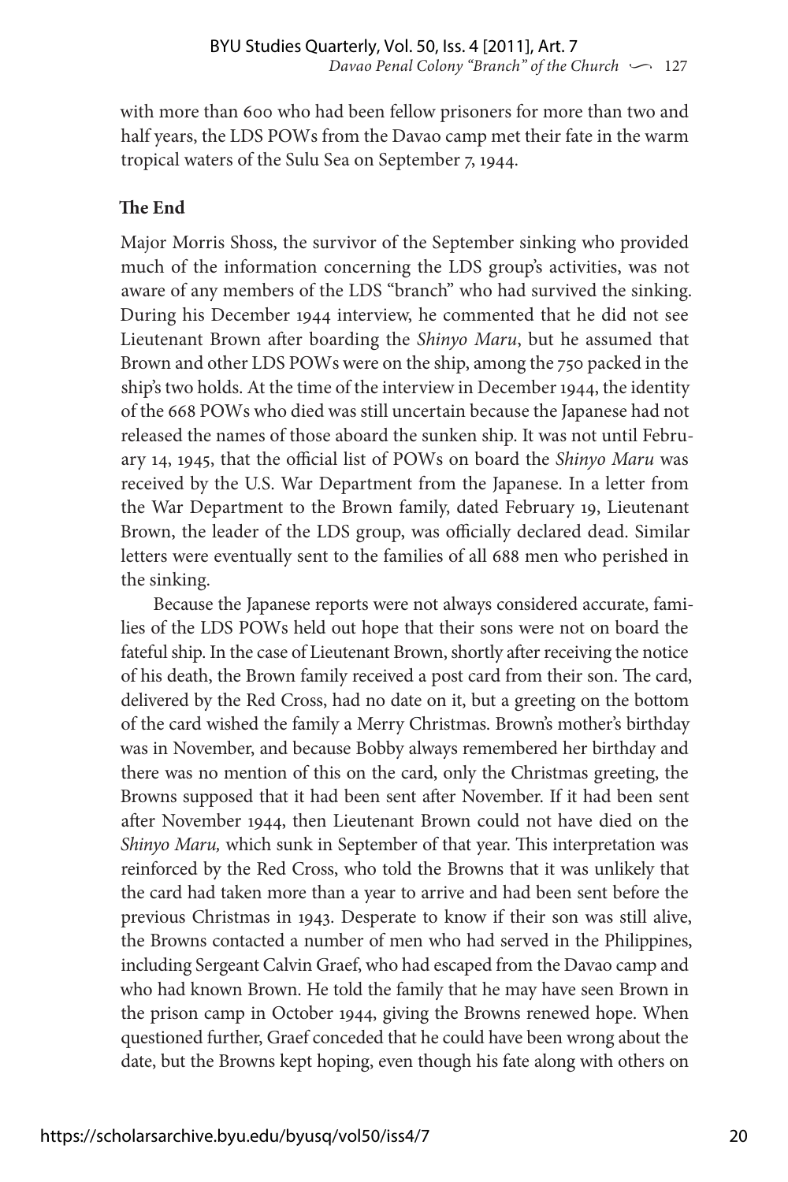with more than 600 who had been fellow prisoners for more than two and half years, the LDS POWs from the Davao camp met their fate in the warm tropical waters of the Sulu Sea on September 7, 1944.

### The End

Major Morris Shoss, the survivor of the September sinking who provided much of the information concerning the LDS group's activities, was not aware of any members of the LDS "branch" who had survived the sinking. During his December 1944 interview, he commented that he did not see Lieutenant Brown after boarding the *Shinyo Maru*, but he assumed that Brown and other LDS POWs were on the ship, among the 750 packed in the ship's two holds. At the time of the interview in December 1944, the identity of the 668 POWs who died was still uncertain because the Japanese had not released the names of those aboard the sunken ship. It was not until February 14, 1945, that the official list of POWs on board the *Shinyo Maru* was received by the U.S. War Department from the Japanese. In a letter from the War Department to the Brown family, dated February 19, Lieutenant Brown, the leader of the LDS group, was officially declared dead. Similar letters were eventually sent to the families of all 688 men who perished in the sinking.

Because the Japanese reports were not always considered accurate, families of the LDS POWs held out hope that their sons were not on board the fateful ship. In the case of Lieutenant Brown, shortly after receiving the notice of his death, the Brown family received a post card from their son. The card, delivered by the Red Cross, had no date on it, but a greeting on the bottom of the card wished the family a Merry Christmas. Brown's mother's birthday was in November, and because Bobby always remembered her birthday and there was no mention of this on the card, only the Christmas greeting, the Browns supposed that it had been sent after November. If it had been sent after November 1944, then Lieutenant Brown could not have died on the *Shinyo Maru,* which sunk in September of that year. This interpretation was reinforced by the Red Cross, who told the Browns that it was unlikely that the card had taken more than a year to arrive and had been sent before the previous Christmas in 1943. Desperate to know if their son was still alive, the Browns contacted a number of men who had served in the Philippines, including Sergeant Calvin Graef, who had escaped from the Davao camp and who had known Brown. He told the family that he may have seen Brown in the prison camp in October 1944, giving the Browns renewed hope. When questioned further, Graef conceded that he could have been wrong about the date, but the Browns kept hoping, even though his fate along with others on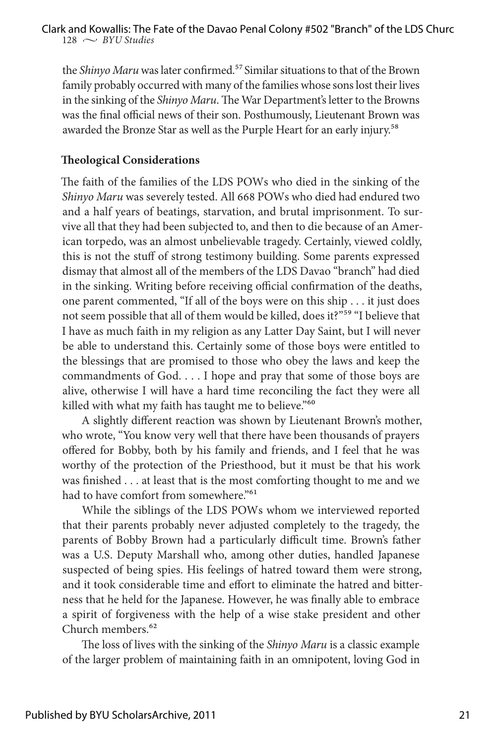the *Shinyo Maru* was later confirmed.[57] Similar situations to that of the Brown family probably occurred with many of the families whose sons lost their lives in the sinking of the *Shinyo Maru*. The War Department's letter to the Browns was the final official news of their son. Posthumously, Lieutenant Brown was awarded the Bronze Star as well as the Purple Heart for an early injury.[58]

### Theological Considerations

The faith of the families of the LDS POWs who died in the sinking of the *Shinyo Maru* was severely tested. All 668 POWs who died had endured two and a half years of beatings, starvation, and brutal imprisonment. To survive all that they had been subjected to, and then to die because of an American torpedo, was an almost unbelievable tragedy. Certainly, viewed coldly, this is not the stuff of strong testimony building. Some parents expressed dismay that almost all of the members of the LDS Davao "branch" had died in the sinking. Writing before receiving official confirmation of the deaths, one parent commented, "If all of the boys were on this ship . . . it just does not seem possible that all of them would be killed, does it?"[59] "I believe that I have as much faith in my religion as any Latter Day Saint, but I will never be able to understand this. Certainly some of those boys were entitled to the blessings that are promised to those who obey the laws and keep the commandments of God. . . . I hope and pray that some of those boys are alive, otherwise I will have a hard time reconciling the fact they were all killed with what my faith has taught me to believe."[60]

A slightly different reaction was shown by Lieutenant Brown's mother, who wrote, "You know very well that there have been thousands of prayers offered for Bobby, both by his family and friends, and I feel that he was worthy of the protection of the Priesthood, but it must be that his work was finished . . . at least that is the most comforting thought to me and we had to have comfort from somewhere."[61]

While the siblings of the LDS POWs whom we interviewed reported that their parents probably never adjusted completely to the tragedy, the parents of Bobby Brown had a particularly difficult time. Brown's father was a U.S. Deputy Marshall who, among other duties, handled Japanese suspected of being spies. His feelings of hatred toward them were strong, and it took considerable time and effort to eliminate the hatred and bitterness that he held for the Japanese. However, he was finally able to embrace a spirit of forgiveness with the help of a wise stake president and other Church members.[62]

The loss of lives with the sinking of the *Shinyo Maru* is a classic example of the larger problem of maintaining faith in an omnipotent, loving God in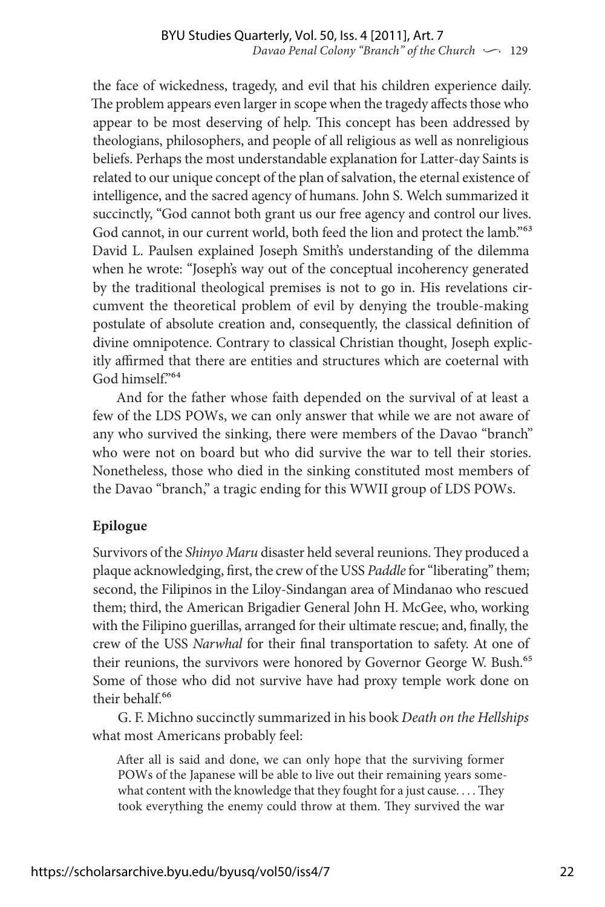the face of wickedness, tragedy, and evil that his children experience daily. The problem appears even larger in scope when the tragedy affects those who appear to be most deserving of help. This concept has been addressed by theologians, philosophers, and people of all religious as well as nonreligious beliefs. Perhaps the most understandable explanation for Latter-day Saints is related to our unique concept of the plan of salvation, the eternal existence of intelligence, and the sacred agency of humans. John S. Welch summarized it succinctly, "God cannot both grant us our free agency and control our lives. God cannot, in our current world, both feed the lion and protect the lamb."[63] David L. Paulsen explained Joseph Smith's understanding of the dilemma when he wrote: "Joseph's way out of the conceptual incoherency generated by the traditional theological premises is not to go in. His revelations circumvent the theoretical problem of evil by denying the trouble-making postulate of absolute creation and, consequently, the classical definition of divine omnipotence. Contrary to classical Christian thought, Joseph explicitly affirmed that there are entities and structures which are coeternal with God himself."[64]

And for the father whose faith depended on the survival of at least a few of the LDS POWs, we can only answer that while we are not aware of any who survived the sinking, there were members of the Davao "branch" who were not on board but who did survive the war to tell their stories. Nonetheless, those who died in the sinking constituted most members of the Davao "branch," a tragic ending for this WWII group of LDS POWs.

**Epilogue**

Survivors of the *Shinyo Maru* disaster held several reunions. They produced a plaque acknowledging, first, the crew of the USS *Paddle* for "liberating" them; second, the Filipinos in the Liloy-Sindangan area of Mindanao who rescued them; third, the American Brigadier General John H. McGee, who, working with the Filipino guerillas, arranged for their ultimate rescue; and, finally, the crew of the USS *Narwhal* for their final transportation to safety. At one of their reunions, the survivors were honored by Governor George W. Bush.[65] Some of those who did not survive have had proxy temple work done on their behalf.[66]

G. F. Michno succinctly summarized in his book *Death on the Hellships* what most Americans probably feel:

> After all is said and done, we can only hope that the surviving former POWs of the Japanese will be able to live out their remaining years somewhat content with the knowledge that they fought for a just cause. . . . They took everything the enemy could throw at them. They survived the war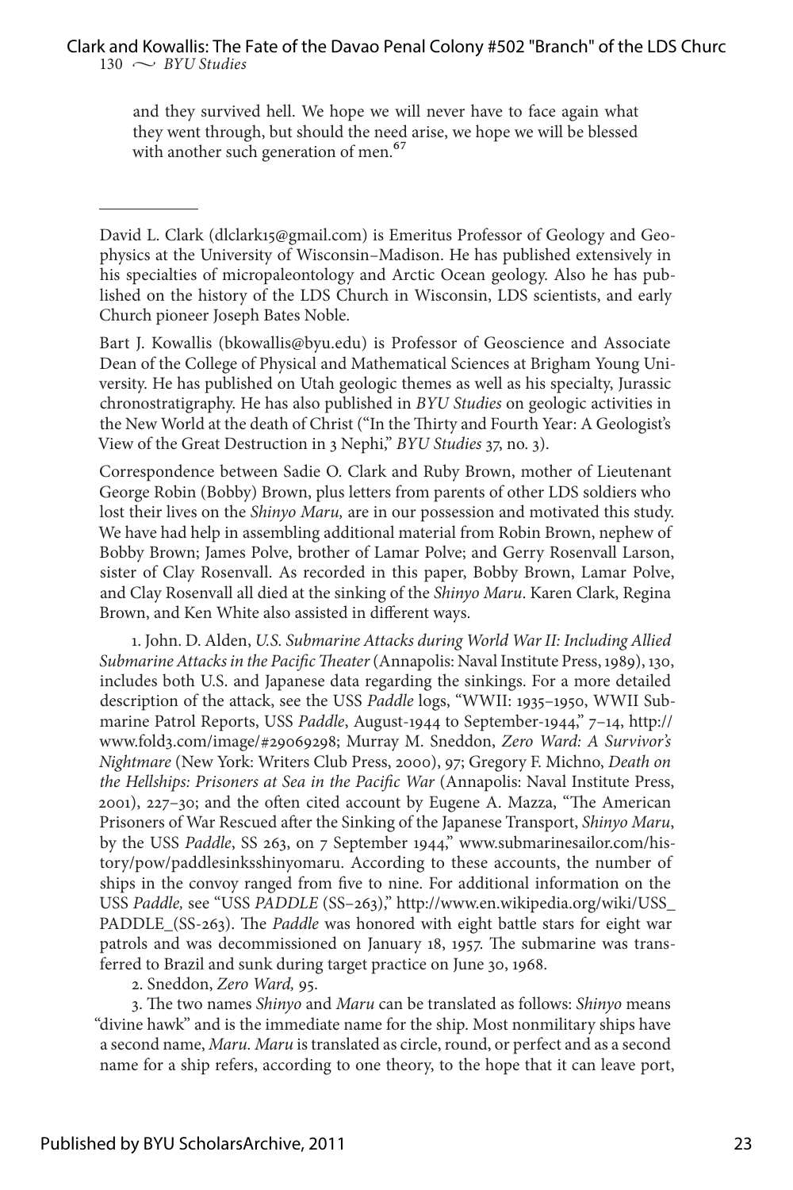and they survived hell. We hope we will never have to face again what they went through, but should the need arise, we hope we will be blessed with another such generation of men.[67]

---

David L. Clark (dlclark15@gmail.com) is Emeritus Professor of Geology and Geophysics at the University of Wisconsin–Madison. He has published extensively in his specialties of micropaleontology and Arctic Ocean geology. Also he has published on the history of the LDS Church in Wisconsin, LDS scientists, and early Church pioneer Joseph Bates Noble.

Bart J. Kowallis (bkowallis@byu.edu) is Professor of Geoscience and Associate Dean of the College of Physical and Mathematical Sciences at Brigham Young University. He has published on Utah geologic themes as well as his specialty, Jurassic chronostratigraphy. He has also published in *BYU Studies* on geologic activities in the New World at the death of Christ ("In the Thirty and Fourth Year: A Geologist's View of the Great Destruction in 3 Nephi," *BYU Studies* 37, no. 3).

Correspondence between Sadie O. Clark and Ruby Brown, mother of Lieutenant George Robin (Bobby) Brown, plus letters from parents of other LDS soldiers who lost their lives on the *Shinyo Maru,* are in our possession and motivated this study. We have had help in assembling additional material from Robin Brown, nephew of Bobby Brown; James Polve, brother of Lamar Polve; and Gerry Rosenvall Larson, sister of Clay Rosenvall. As recorded in this paper, Bobby Brown, Lamar Polve, and Clay Rosenvall all died at the sinking of the *Shinyo Maru*. Karen Clark, Regina Brown, and Ken White also assisted in different ways.

1. John. D. Alden, *U.S. Submarine Attacks during World War II: Including Allied Submarine Attacks in the Pacific Theater* (Annapolis: Naval Institute Press, 1989), 130, includes both U.S. and Japanese data regarding the sinkings. For a more detailed description of the attack, see the USS *Paddle* logs, "WWII: 1935–1950, WWII Submarine Patrol Reports, USS *Paddle*, August-1944 to September-1944," 7–14, http://www.fold3.com/image/#29069298; Murray M. Sneddon, *Zero Ward: A Survivor's Nightmare* (New York: Writers Club Press, 2000), 97; Gregory F. Michno, *Death on the Hellships: Prisoners at Sea in the Pacific War* (Annapolis: Naval Institute Press, 2001), 227–30; and the often cited account by Eugene A. Mazza, "The American Prisoners of War Rescued after the Sinking of the Japanese Transport, *Shinyo Maru*, by the USS *Paddle*, SS 263, on 7 September 1944," www.submarinesailor.com/history/pow/paddlesinksshinyomaru. According to these accounts, the number of ships in the convoy ranged from five to nine. For additional information on the USS *Paddle,* see "USS *PADDLE* (SS–263)," http://www.en.wikipedia.org/wiki/USS_PADDLE_(SS-263). The *Paddle* was honored with eight battle stars for eight war patrols and was decommissioned on January 18, 1957. The submarine was transferred to Brazil and sunk during target practice on June 30, 1968.

2. Sneddon, *Zero Ward,* 95.

3. The two names *Shinyo* and *Maru* can be translated as follows: *Shinyo* means "divine hawk" and is the immediate name for the ship. Most nonmilitary ships have a second name, *Maru. Maru* is translated as circle, round, or perfect and as a second name for a ship refers, according to one theory, to the hope that it can leave port,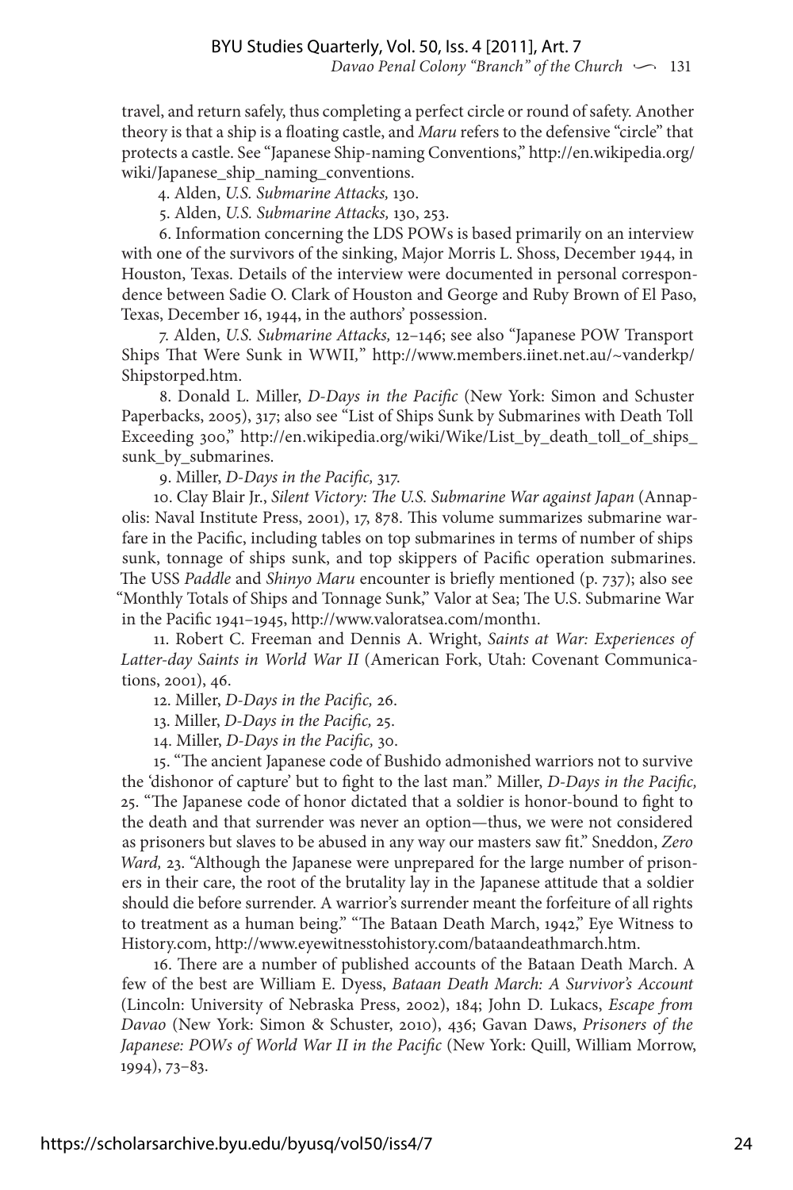travel, and return safely, thus completing a perfect circle or round of safety. Another theory is that a ship is a floating castle, and *Maru* refers to the defensive "circle" that protects a castle. See "Japanese Ship-naming Conventions," http://en.wikipedia.org/wiki/Japanese_ship_naming_conventions.

4. Alden, *U.S. Submarine Attacks,* 130.

5. Alden, *U.S. Submarine Attacks,* 130, 253.

6. Information concerning the LDS POWs is based primarily on an interview with one of the survivors of the sinking, Major Morris L. Shoss, December 1944, in Houston, Texas. Details of the interview were documented in personal correspondence between Sadie O. Clark of Houston and George and Ruby Brown of El Paso, Texas, December 16, 1944, in the authors' possession.

7. Alden, *U.S. Submarine Attacks,* 12–146; see also "Japanese POW Transport Ships That Were Sunk in WWII," http://www.members.iinet.net.au/~vanderkp/Shipstorped.htm.

8. Donald L. Miller, *D-Days in the Pacific* (New York: Simon and Schuster Paperbacks, 2005), 317; also see "List of Ships Sunk by Submarines with Death Toll Exceeding 300," http://en.wikipedia.org/wiki/Wike/List_by_death_toll_of_ships_sunk_by_submarines.

9. Miller, *D-Days in the Pacific,* 317.

10. Clay Blair Jr., *Silent Victory: The U.S. Submarine War against Japan* (Annapolis: Naval Institute Press, 2001), 17, 878. This volume summarizes submarine warfare in the Pacific, including tables on top submarines in terms of number of ships sunk, tonnage of ships sunk, and top skippers of Pacific operation submarines. The USS *Paddle* and *Shinyo Maru* encounter is briefly mentioned (p. 737); also see "Monthly Totals of Ships and Tonnage Sunk," Valor at Sea; The U.S. Submarine War in the Pacific 1941–1945, http://www.valoratsea.com/month1.

11. Robert C. Freeman and Dennis A. Wright, *Saints at War: Experiences of Latter-day Saints in World War II* (American Fork, Utah: Covenant Communications, 2001), 46.

12. Miller, *D-Days in the Pacific,* 26.

13. Miller, *D-Days in the Pacific,* 25.

14. Miller, *D-Days in the Pacific,* 30.

15. "The ancient Japanese code of Bushido admonished warriors not to survive the 'dishonor of capture' but to fight to the last man." Miller, *D-Days in the Pacific,* 25. "The Japanese code of honor dictated that a soldier is honor-bound to fight to the death and that surrender was never an option—thus, we were not considered as prisoners but slaves to be abused in any way our masters saw fit." Sneddon, *Zero Ward,* 23. "Although the Japanese were unprepared for the large number of prisoners in their care, the root of the brutality lay in the Japanese attitude that a soldier should die before surrender. A warrior's surrender meant the forfeiture of all rights to treatment as a human being." "The Bataan Death March, 1942," Eye Witness to History.com, http://www.eyewitnesstohistory.com/bataandeathmarch.htm.

16. There are a number of published accounts of the Bataan Death March. A few of the best are William E. Dyess, *Bataan Death March: A Survivor's Account* (Lincoln: University of Nebraska Press, 2002), 184; John D. Lukacs, *Escape from Davao* (New York: Simon & Schuster, 2010), 436; Gavan Daws, *Prisoners of the Japanese: POWs of World War II in the Pacific* (New York: Quill, William Morrow, 1994), 73–83.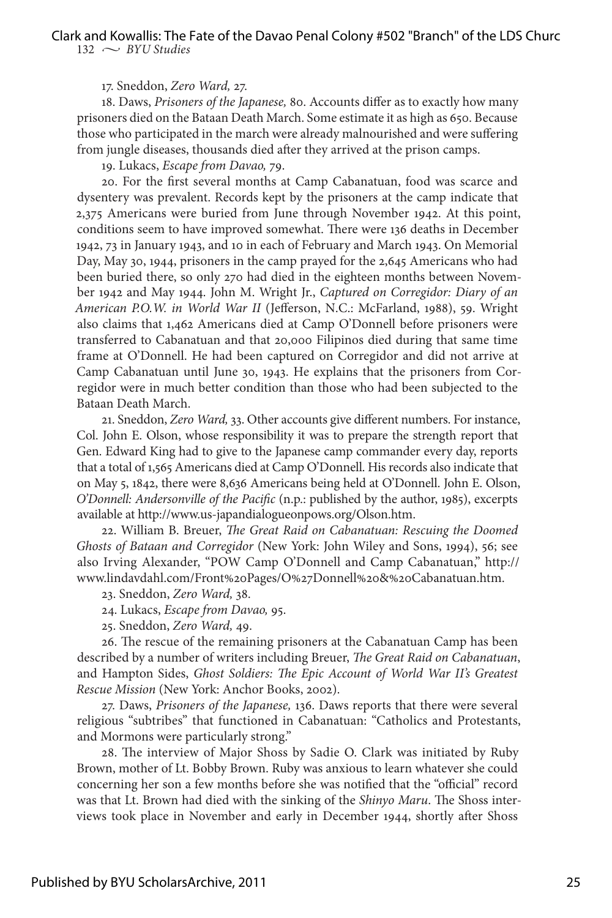17. Sneddon, *Zero Ward,* 27.

18. Daws, *Prisoners of the Japanese,* 80. Accounts differ as to exactly how many prisoners died on the Bataan Death March. Some estimate it as high as 650. Because those who participated in the march were already malnourished and were suffering from jungle diseases, thousands died after they arrived at the prison camps.

19. Lukacs, *Escape from Davao,* 79.

20. For the first several months at Camp Cabanatuan, food was scarce and dysentery was prevalent. Records kept by the prisoners at the camp indicate that 2,375 Americans were buried from June through November 1942. At this point, conditions seem to have improved somewhat. There were 136 deaths in December 1942, 73 in January 1943, and 10 in each of February and March 1943. On Memorial Day, May 30, 1944, prisoners in the camp prayed for the 2,645 Americans who had been buried there, so only 270 had died in the eighteen months between November 1942 and May 1944. John M. Wright Jr., *Captured on Corregidor: Diary of an American P.O.W. in World War II* (Jefferson, N.C.: McFarland, 1988), 59. Wright also claims that 1,462 Americans died at Camp O'Donnell before prisoners were transferred to Cabanatuan and that 20,000 Filipinos died during that same time frame at O'Donnell. He had been captured on Corregidor and did not arrive at Camp Cabanatuan until June 30, 1943. He explains that the prisoners from Corregidor were in much better condition than those who had been subjected to the Bataan Death March.

21. Sneddon, *Zero Ward,* 33. Other accounts give different numbers. For instance, Col. John E. Olson, whose responsibility it was to prepare the strength report that Gen. Edward King had to give to the Japanese camp commander every day, reports that a total of 1,565 Americans died at Camp O'Donnell. His records also indicate that on May 5, 1842, there were 8,636 Americans being held at O'Donnell. John E. Olson, *O'Donnell: Andersonville of the Pacific* (n.p.: published by the author, 1985), excerpts available at http://www.us-japandialogueonpows.org/Olson.htm.

22. William B. Breuer, *The Great Raid on Cabanatuan: Rescuing the Doomed Ghosts of Bataan and Corregidor* (New York: John Wiley and Sons, 1994), 56; see also Irving Alexander, "POW Camp O'Donnell and Camp Cabanatuan," http://www.lindavdahl.com/Front%20Pages/O%27Donnell%20&%20Cabanatuan.htm.

23. Sneddon, *Zero Ward,* 38.

24. Lukacs, *Escape from Davao,* 95.

25. Sneddon, *Zero Ward,* 49.

26. The rescue of the remaining prisoners at the Cabanatuan Camp has been described by a number of writers including Breuer, *The Great Raid on Cabanatuan*, and Hampton Sides, *Ghost Soldiers: The Epic Account of World War II's Greatest Rescue Mission* (New York: Anchor Books, 2002).

27. Daws, *Prisoners of the Japanese,* 136. Daws reports that there were several religious "subtribes" that functioned in Cabanatuan: "Catholics and Protestants, and Mormons were particularly strong."

28. The interview of Major Shoss by Sadie O. Clark was initiated by Ruby Brown, mother of Lt. Bobby Brown. Ruby was anxious to learn whatever she could concerning her son a few months before she was notified that the "official" record was that Lt. Brown had died with the sinking of the *Shinyo Maru*. The Shoss interviews took place in November and early in December 1944, shortly after Shoss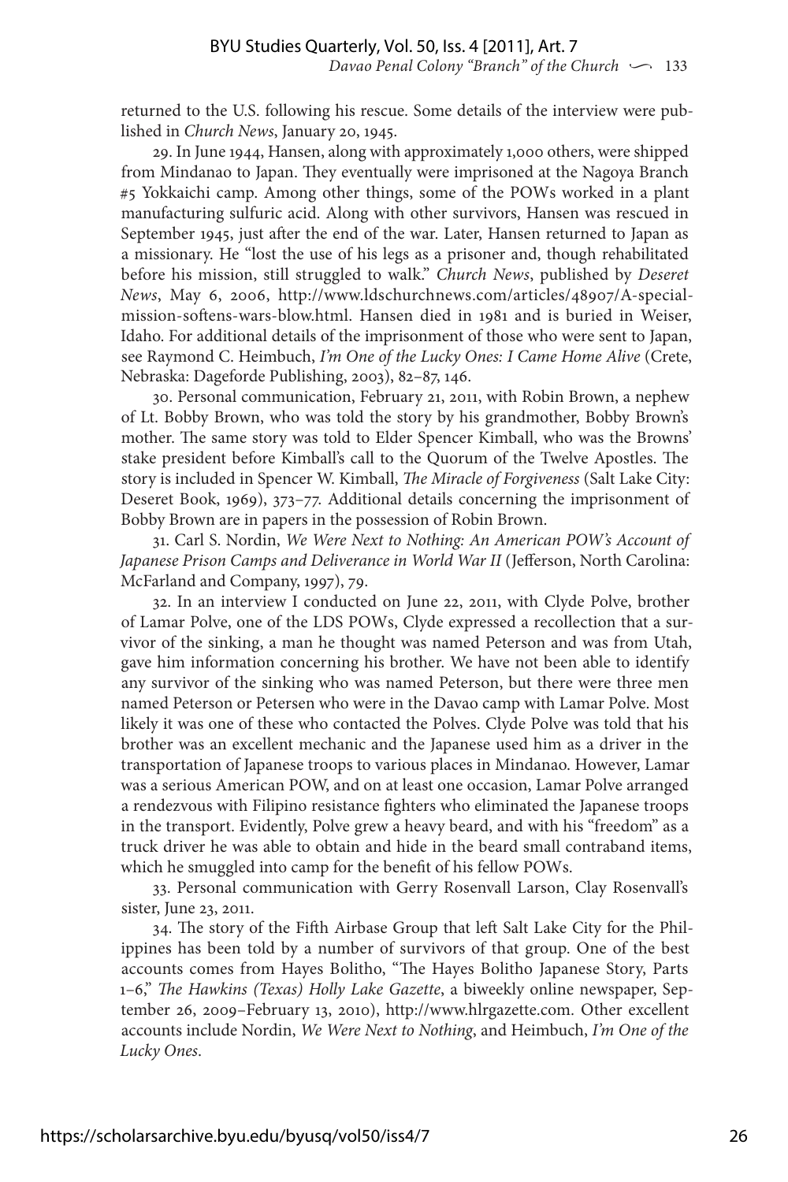returned to the U.S. following his rescue. Some details of the interview were published in *Church News*, January 20, 1945.

29. In June 1944, Hansen, along with approximately 1,000 others, were shipped from Mindanao to Japan. They eventually were imprisoned at the Nagoya Branch #5 Yokkaichi camp. Among other things, some of the POWs worked in a plant manufacturing sulfuric acid. Along with other survivors, Hansen was rescued in September 1945, just after the end of the war. Later, Hansen returned to Japan as a missionary. He "lost the use of his legs as a prisoner and, though rehabilitated before his mission, still struggled to walk." *Church News*, published by *Deseret News*, May 6, 2006, http://www.ldschurchnews.com/articles/48907/A-special-mission-softens-wars-blow.html. Hansen died in 1981 and is buried in Weiser, Idaho. For additional details of the imprisonment of those who were sent to Japan, see Raymond C. Heimbuch, *I'm One of the Lucky Ones: I Came Home Alive* (Crete, Nebraska: Dageforde Publishing, 2003), 82–87, 146.

30. Personal communication, February 21, 2011, with Robin Brown, a nephew of Lt. Bobby Brown, who was told the story by his grandmother, Bobby Brown's mother. The same story was told to Elder Spencer Kimball, who was the Browns' stake president before Kimball's call to the Quorum of the Twelve Apostles. The story is included in Spencer W. Kimball, *The Miracle of Forgiveness* (Salt Lake City: Deseret Book, 1969), 373–77. Additional details concerning the imprisonment of Bobby Brown are in papers in the possession of Robin Brown.

31. Carl S. Nordin, *We Were Next to Nothing: An American POW's Account of Japanese Prison Camps and Deliverance in World War II* (Jefferson, North Carolina: McFarland and Company, 1997), 79.

32. In an interview I conducted on June 22, 2011, with Clyde Polve, brother of Lamar Polve, one of the LDS POWs, Clyde expressed a recollection that a survivor of the sinking, a man he thought was named Peterson and was from Utah, gave him information concerning his brother. We have not been able to identify any survivor of the sinking who was named Peterson, but there were three men named Peterson or Petersen who were in the Davao camp with Lamar Polve. Most likely it was one of these who contacted the Polves. Clyde Polve was told that his brother was an excellent mechanic and the Japanese used him as a driver in the transportation of Japanese troops to various places in Mindanao. However, Lamar was a serious American POW, and on at least one occasion, Lamar Polve arranged a rendezvous with Filipino resistance fighters who eliminated the Japanese troops in the transport. Evidently, Polve grew a heavy beard, and with his "freedom" as a truck driver he was able to obtain and hide in the beard small contraband items, which he smuggled into camp for the benefit of his fellow POWs.

33. Personal communication with Gerry Rosenvall Larson, Clay Rosenvall's sister, June 23, 2011.

34. The story of the Fifth Airbase Group that left Salt Lake City for the Philippines has been told by a number of survivors of that group. One of the best accounts comes from Hayes Bolitho, "The Hayes Bolitho Japanese Story, Parts 1–6," *The Hawkins (Texas) Holly Lake Gazette*, a biweekly online newspaper, September 26, 2009–February 13, 2010), http://www.hlrgazette.com. Other excellent accounts include Nordin, *We Were Next to Nothing*, and Heimbuch, *I'm One of the Lucky Ones*.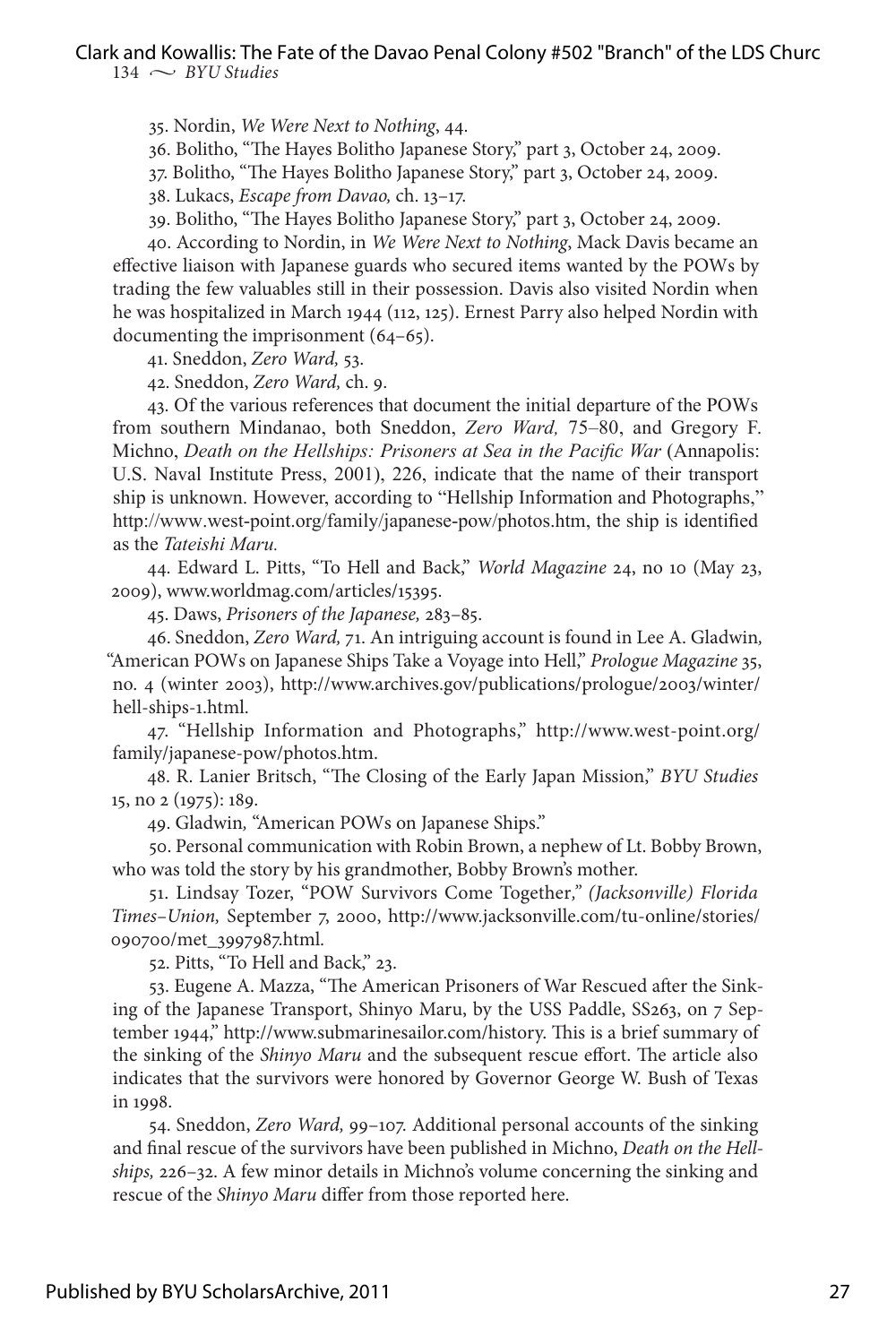35. Nordin, *We Were Next to Nothing*, 44.

36. Bolitho, "The Hayes Bolitho Japanese Story," part 3, October 24, 2009.

37. Bolitho, "The Hayes Bolitho Japanese Story," part 3, October 24, 2009.

38. Lukacs, *Escape from Davao,* ch. 13–17.

39. Bolitho, "The Hayes Bolitho Japanese Story," part 3, October 24, 2009.

40. According to Nordin, in *We Were Next to Nothing*, Mack Davis became an effective liaison with Japanese guards who secured items wanted by the POWs by trading the few valuables still in their possession. Davis also visited Nordin when he was hospitalized in March 1944 (112, 125). Ernest Parry also helped Nordin with documenting the imprisonment (64–65).

41. Sneddon, *Zero Ward,* 53.

42. Sneddon, *Zero Ward,* ch. 9.

43. Of the various references that document the initial departure of the POWs from southern Mindanao, both Sneddon, *Zero Ward,* 75–80, and Gregory F. Michno, *Death on the Hellships: Prisoners at Sea in the Pacific War* (Annapolis: U.S. Naval Institute Press, 2001), 226, indicate that the name of their transport ship is unknown. However, according to "Hellship Information and Photographs," http://www.west-point.org/family/japanese-pow/photos.htm, the ship is identified as the *Tateishi Maru.*

44. Edward L. Pitts, "To Hell and Back," *World Magazine* 24, no 10 (May 23, 2009), www.worldmag.com/articles/15395.

45. Daws, *Prisoners of the Japanese,* 283–85.

46. Sneddon, *Zero Ward,* 71. An intriguing account is found in Lee A. Gladwin*,* "American POWs on Japanese Ships Take a Voyage into Hell," *Prologue Magazine* 35, no. 4 (winter 2003), http://www.archives.gov/publications/prologue/2003/winter/hell-ships-1.html.

47. "Hellship Information and Photographs," http://www.west-point.org/family/japanese-pow/photos.htm.

48. R. Lanier Britsch, "The Closing of the Early Japan Mission," *BYU Studies* 15, no 2 (1975): 189.

49. Gladwin*,* "American POWs on Japanese Ships."

50. Personal communication with Robin Brown, a nephew of Lt. Bobby Brown, who was told the story by his grandmother, Bobby Brown's mother.

51. Lindsay Tozer, "POW Survivors Come Together*," (Jacksonville) Florida Times–Union,* September 7, 2000, http://www.jacksonville.com/tu-online/stories/090700/met_3997987.html.

52. Pitts, "To Hell and Back," 23.

53. Eugene A. Mazza, "The American Prisoners of War Rescued after the Sinking of the Japanese Transport, Shinyo Maru, by the USS Paddle, SS263, on 7 September 1944," http://www.submarinesailor.com/history. This is a brief summary of the sinking of the *Shinyo Maru* and the subsequent rescue effort. The article also indicates that the survivors were honored by Governor George W. Bush of Texas in 1998.

54. Sneddon, *Zero Ward,* 99–107. Additional personal accounts of the sinking and final rescue of the survivors have been published in Michno, *Death on the Hellships,* 226–32. A few minor details in Michno's volume concerning the sinking and rescue of the *Shinyo Maru* differ from those reported here.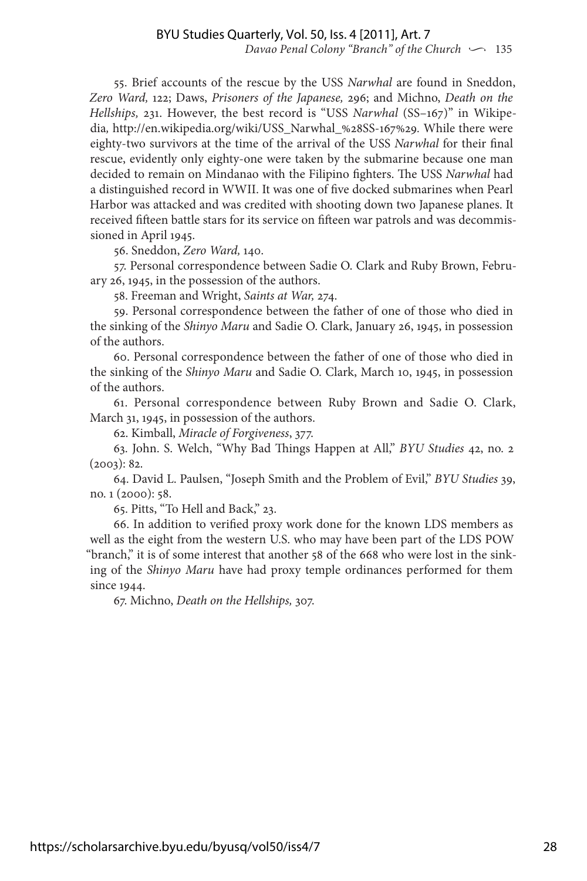55. Brief accounts of the rescue by the USS *Narwhal* are found in Sneddon, *Zero Ward,* 122; Daws, *Prisoners of the Japanese,* 296; and Michno, *Death on the Hellships,* 231. However, the best record is "USS *Narwhal* (SS–167)" in Wikipedia, http://en.wikipedia.org/wiki/USS_Narwhal_%28SS-167%29. While there were eighty-two survivors at the time of the arrival of the USS *Narwhal* for their final rescue, evidently only eighty-one were taken by the submarine because one man decided to remain on Mindanao with the Filipino fighters. The USS *Narwhal* had a distinguished record in WWII. It was one of five docked submarines when Pearl Harbor was attacked and was credited with shooting down two Japanese planes. It received fifteen battle stars for its service on fifteen war patrols and was decommissioned in April 1945.

56. Sneddon, *Zero Ward,* 140.

57. Personal correspondence between Sadie O. Clark and Ruby Brown, February 26, 1945, in the possession of the authors.

58. Freeman and Wright, *Saints at War,* 274.

59. Personal correspondence between the father of one of those who died in the sinking of the *Shinyo Maru* and Sadie O. Clark, January 26, 1945, in possession of the authors.

60. Personal correspondence between the father of one of those who died in the sinking of the *Shinyo Maru* and Sadie O. Clark, March 10, 1945, in possession of the authors.

61. Personal correspondence between Ruby Brown and Sadie O. Clark, March 31, 1945, in possession of the authors.

62. Kimball, *Miracle of Forgiveness*, 377.

63. John. S. Welch, "Why Bad Things Happen at All," *BYU Studies* 42, no. 2 (2003): 82.

64. David L. Paulsen, "Joseph Smith and the Problem of Evil," *BYU Studies* 39, no. 1 (2000): 58.

65. Pitts, "To Hell and Back," 23.

66. In addition to verified proxy work done for the known LDS members as well as the eight from the western U.S. who may have been part of the LDS POW "branch," it is of some interest that another 58 of the 668 who were lost in the sinking of the *Shinyo Maru* have had proxy temple ordinances performed for them since 1944.

67. Michno, *Death on the Hellships,* 307.